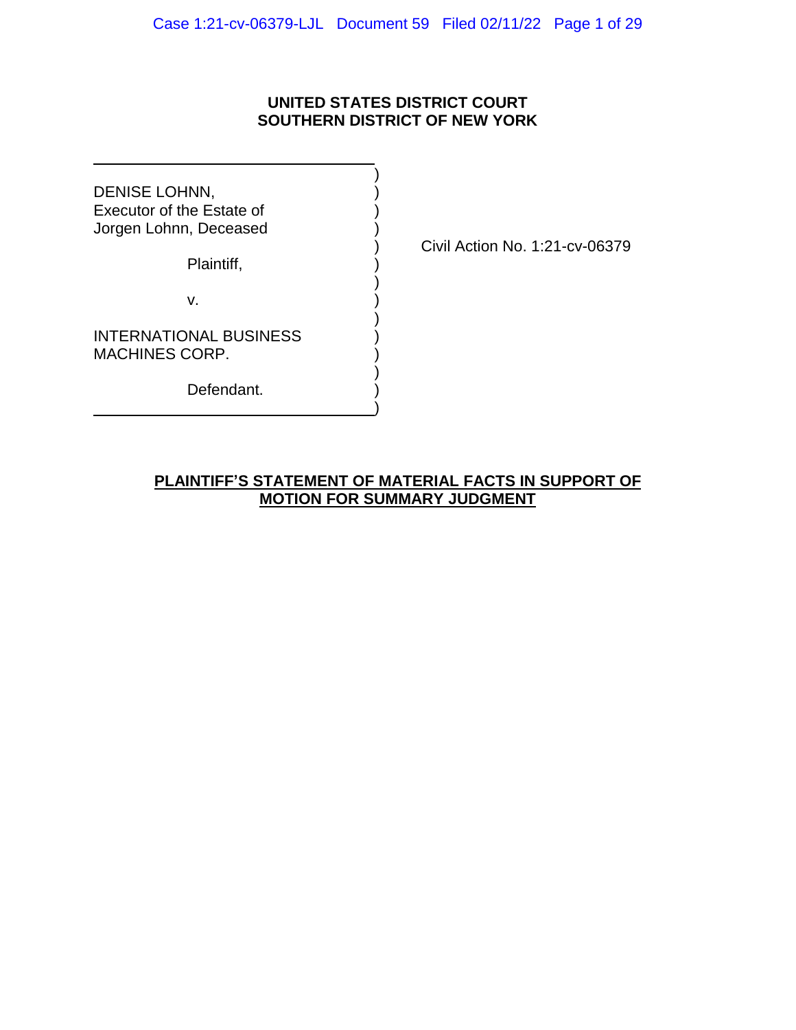**UNITED STATES DISTRICT COURT**
**SOUTHERN DISTRICT OF NEW YORK**

DENISE LOHNN,
Executor of the Estate of
Jorgen Lohnn, Deceased

Plaintiff,

v.

INTERNATIONAL BUSINESS
MACHINES CORP.

Defendant.

Civil Action No. 1:21-cv-06379

**PLAINTIFF'S STATEMENT OF MATERIAL FACTS IN SUPPORT OF MOTION FOR SUMMARY JUDGMENT**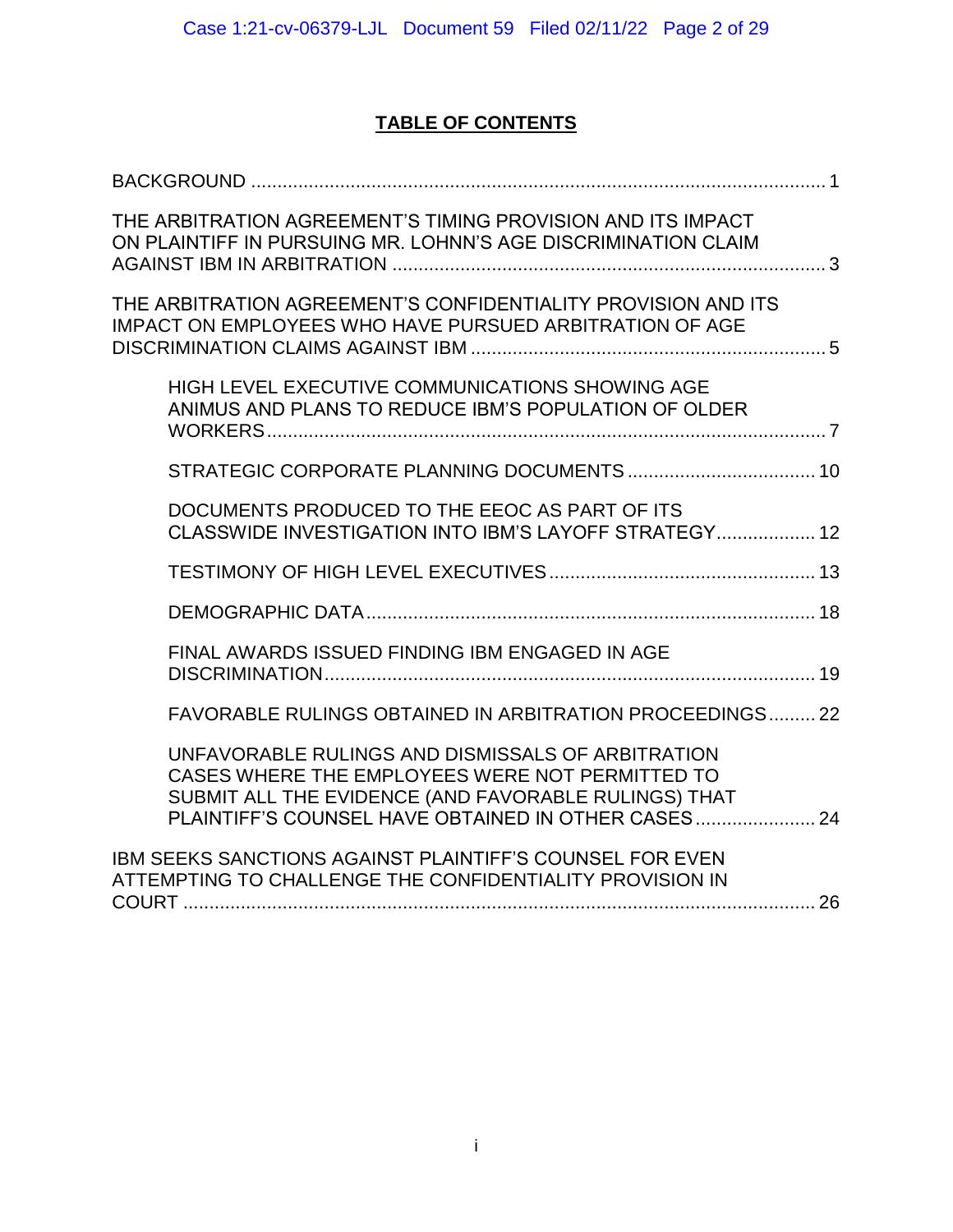## TABLE OF CONTENTS

BACKGROUND ............................................................................................................ 1

THE ARBITRATION AGREEMENT'S TIMING PROVISION AND ITS IMPACT ON PLAINTIFF IN PURSUING MR. LOHNN'S AGE DISCRIMINATION CLAIM AGAINST IBM IN ARBITRATION ................................................................................ 3

THE ARBITRATION AGREEMENT'S CONFIDENTIALITY PROVISION AND ITS IMPACT ON EMPLOYEES WHO HAVE PURSUED ARBITRATION OF AGE DISCRIMINATION CLAIMS AGAINST IBM .................................................................. 5

- HIGH LEVEL EXECUTIVE COMMUNICATIONS SHOWING AGE ANIMUS AND PLANS TO REDUCE IBM'S POPULATION OF OLDER WORKERS ......................................................................................................... 7
- STRATEGIC CORPORATE PLANNING DOCUMENTS .................................... 10
- DOCUMENTS PRODUCED TO THE EEOC AS PART OF ITS CLASSWIDE INVESTIGATION INTO IBM'S LAYOFF STRATEGY .................. 12
- TESTIMONY OF HIGH LEVEL EXECUTIVES .................................................. 13
- DEMOGRAPHIC DATA .................................................................................... 18
- FINAL AWARDS ISSUED FINDING IBM ENGAGED IN AGE DISCRIMINATION ............................................................................................ 19
- FAVORABLE RULINGS OBTAINED IN ARBITRATION PROCEEDINGS ......... 22
- UNFAVORABLE RULINGS AND DISMISSALS OF ARBITRATION CASES WHERE THE EMPLOYEES WERE NOT PERMITTED TO SUBMIT ALL THE EVIDENCE (AND FAVORABLE RULINGS) THAT PLAINTIFF'S COUNSEL HAVE OBTAINED IN OTHER CASES ...................... 24

IBM SEEKS SANCTIONS AGAINST PLAINTIFF'S COUNSEL FOR EVEN ATTEMPTING TO CHALLENGE THE CONFIDENTIALITY PROVISION IN COURT ...................................................................................................................... 26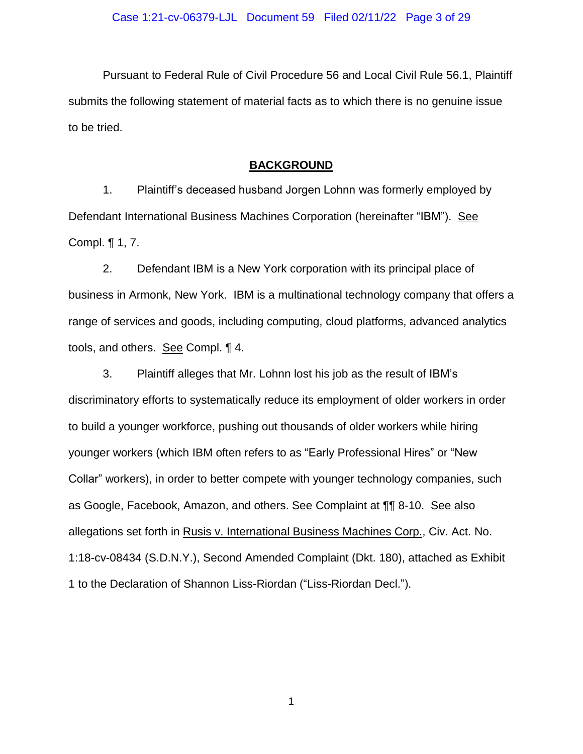Pursuant to Federal Rule of Civil Procedure 56 and Local Civil Rule 56.1, Plaintiff submits the following statement of material facts as to which there is no genuine issue to be tried.

## BACKGROUND

1. Plaintiff's deceased husband Jorgen Lohnn was formerly employed by Defendant International Business Machines Corporation (hereinafter "IBM"). See Compl. ¶ 1, 7.

2. Defendant IBM is a New York corporation with its principal place of business in Armonk, New York. IBM is a multinational technology company that offers a range of services and goods, including computing, cloud platforms, advanced analytics tools, and others. See Compl. ¶ 4.

3. Plaintiff alleges that Mr. Lohnn lost his job as the result of IBM's discriminatory efforts to systematically reduce its employment of older workers in order to build a younger workforce, pushing out thousands of older workers while hiring younger workers (which IBM often refers to as "Early Professional Hires" or "New Collar" workers), in order to better compete with younger technology companies, such as Google, Facebook, Amazon, and others. See Complaint at ¶¶ 8-10. See also allegations set forth in Rusis v. International Business Machines Corp., Civ. Act. No. 1:18-cv-08434 (S.D.N.Y.), Second Amended Complaint (Dkt. 180), attached as Exhibit 1 to the Declaration of Shannon Liss-Riordan ("Liss-Riordan Decl.").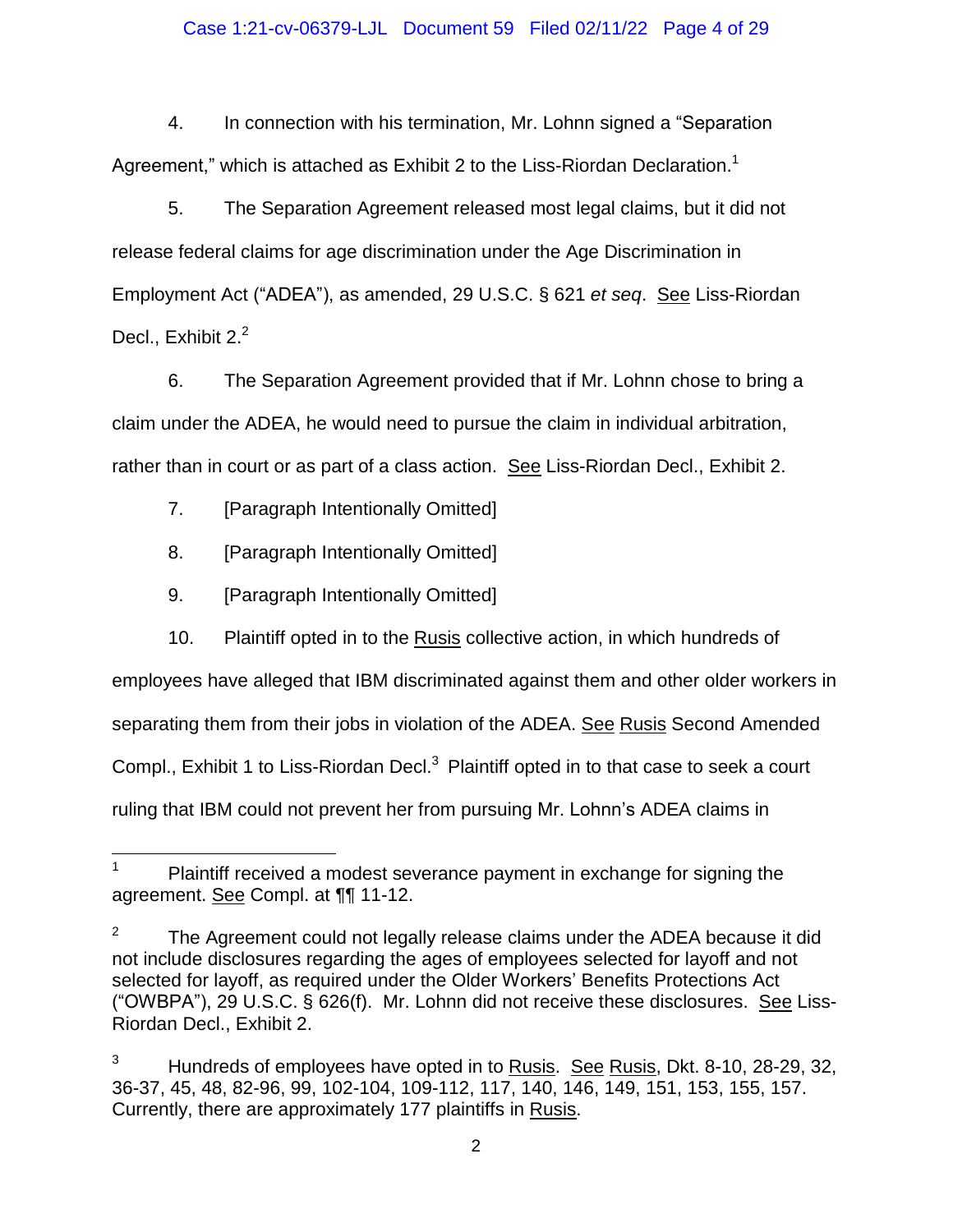4. In connection with his termination, Mr. Lohnn signed a "Separation Agreement," which is attached as Exhibit 2 to the Liss-Riordan Declaration.[1]

5. The Separation Agreement released most legal claims, but it did not release federal claims for age discrimination under the Age Discrimination in Employment Act ("ADEA"), as amended, 29 U.S.C. § 621 *et seq*. See Liss-Riordan Decl., Exhibit 2.[2]

6. The Separation Agreement provided that if Mr. Lohnn chose to bring a claim under the ADEA, he would need to pursue the claim in individual arbitration, rather than in court or as part of a class action. See Liss-Riordan Decl., Exhibit 2.

7. [Paragraph Intentionally Omitted]

8. [Paragraph Intentionally Omitted]

9. [Paragraph Intentionally Omitted]

10. Plaintiff opted in to the Rusis collective action, in which hundreds of employees have alleged that IBM discriminated against them and other older workers in separating them from their jobs in violation of the ADEA. See Rusis Second Amended Compl., Exhibit 1 to Liss-Riordan Decl.[3] Plaintiff opted in to that case to seek a court ruling that IBM could not prevent her from pursuing Mr. Lohnn's ADEA claims in

---

[1] Plaintiff received a modest severance payment in exchange for signing the agreement. See Compl. at ¶¶ 11-12.

[2] The Agreement could not legally release claims under the ADEA because it did not include disclosures regarding the ages of employees selected for layoff and not selected for layoff, as required under the Older Workers' Benefits Protections Act ("OWBPA"), 29 U.S.C. § 626(f). Mr. Lohnn did not receive these disclosures. See Liss-Riordan Decl., Exhibit 2.

[3] Hundreds of employees have opted in to Rusis. See Rusis, Dkt. 8-10, 28-29, 32, 36-37, 45, 48, 82-96, 99, 102-104, 109-112, 117, 140, 146, 149, 151, 153, 155, 157. Currently, there are approximately 177 plaintiffs in Rusis.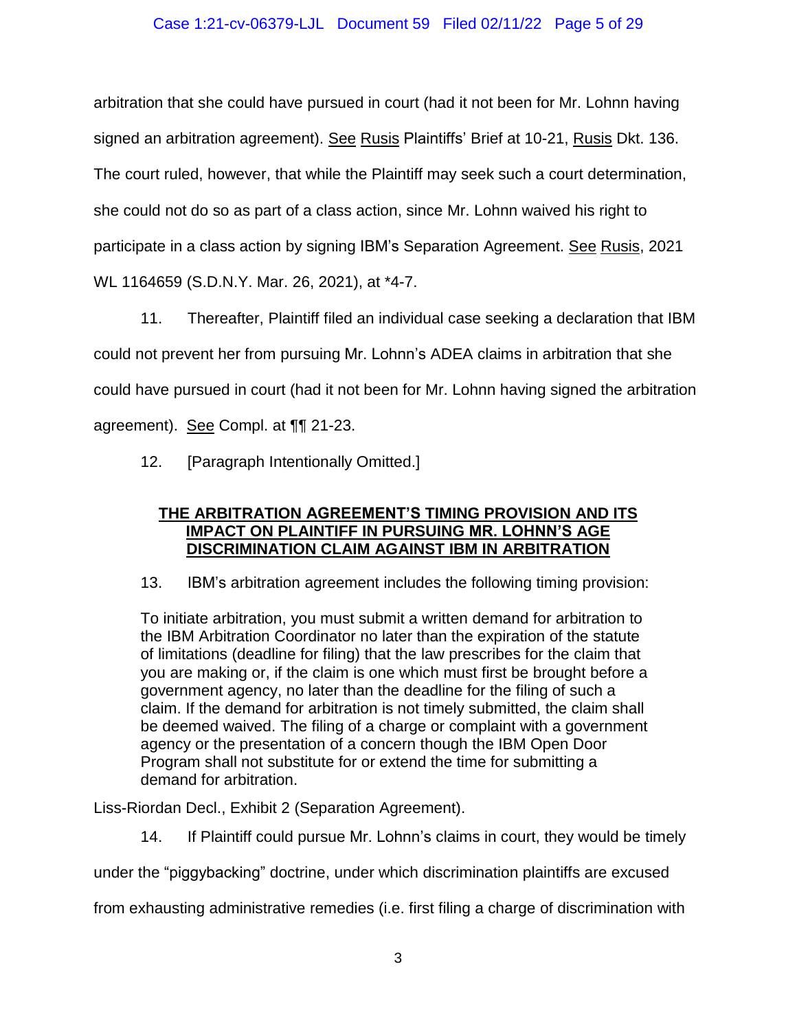arbitration that she could have pursued in court (had it not been for Mr. Lohnn having signed an arbitration agreement). See Rusis Plaintiffs' Brief at 10-21, Rusis Dkt. 136. The court ruled, however, that while the Plaintiff may seek such a court determination, she could not do so as part of a class action, since Mr. Lohnn waived his right to participate in a class action by signing IBM's Separation Agreement. See Rusis, 2021 WL 1164659 (S.D.N.Y. Mar. 26, 2021), at *4-7.

11. Thereafter, Plaintiff filed an individual case seeking a declaration that IBM could not prevent her from pursuing Mr. Lohnn's ADEA claims in arbitration that she could have pursued in court (had it not been for Mr. Lohnn having signed the arbitration agreement). See Compl. at ¶¶ 21-23.

12. [Paragraph Intentionally Omitted.]

## THE ARBITRATION AGREEMENT'S TIMING PROVISION AND ITS IMPACT ON PLAINTIFF IN PURSUING MR. LOHNN'S AGE DISCRIMINATION CLAIM AGAINST IBM IN ARBITRATION

13. IBM's arbitration agreement includes the following timing provision:

> To initiate arbitration, you must submit a written demand for arbitration to the IBM Arbitration Coordinator no later than the expiration of the statute of limitations (deadline for filing) that the law prescribes for the claim that you are making or, if the claim is one which must first be brought before a government agency, no later than the deadline for the filing of such a claim. If the demand for arbitration is not timely submitted, the claim shall be deemed waived. The filing of a charge or complaint with a government agency or the presentation of a concern though the IBM Open Door Program shall not substitute for or extend the time for submitting a demand for arbitration.

Liss-Riordan Decl., Exhibit 2 (Separation Agreement).

14. If Plaintiff could pursue Mr. Lohnn's claims in court, they would be timely under the "piggybacking" doctrine, under which discrimination plaintiffs are excused from exhausting administrative remedies (i.e. first filing a charge of discrimination with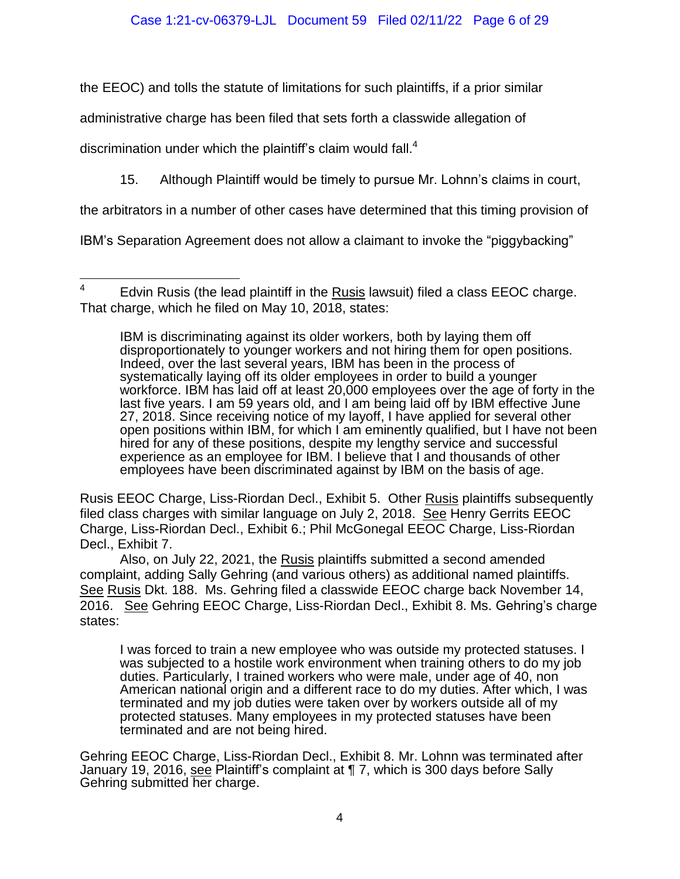the EEOC) and tolls the statute of limitations for such plaintiffs, if a prior similar administrative charge has been filed that sets forth a classwide allegation of discrimination under which the plaintiff's claim would fall.[4]

15. Although Plaintiff would be timely to pursue Mr. Lohnn's claims in court, the arbitrators in a number of other cases have determined that this timing provision of IBM's Separation Agreement does not allow a claimant to invoke the "piggybacking"

---

[4] Edvin Rusis (the lead plaintiff in the Rusis lawsuit) filed a class EEOC charge. That charge, which he filed on May 10, 2018, states:

> IBM is discriminating against its older workers, both by laying them off disproportionately to younger workers and not hiring them for open positions. Indeed, over the last several years, IBM has been in the process of systematically laying off its older employees in order to build a younger workforce. IBM has laid off at least 20,000 employees over the age of forty in the last five years. I am 59 years old, and I am being laid off by IBM effective June 27, 2018. Since receiving notice of my layoff, I have applied for several other open positions within IBM, for which I am eminently qualified, but I have not been hired for any of these positions, despite my lengthy service and successful experience as an employee for IBM. I believe that I and thousands of other employees have been discriminated against by IBM on the basis of age.

Rusis EEOC Charge, Liss-Riordan Decl., Exhibit 5. Other Rusis plaintiffs subsequently filed class charges with similar language on July 2, 2018. See Henry Gerrits EEOC Charge, Liss-Riordan Decl., Exhibit 6.; Phil McGonegal EEOC Charge, Liss-Riordan Decl., Exhibit 7.

Also, on July 22, 2021, the Rusis plaintiffs submitted a second amended complaint, adding Sally Gehring (and various others) as additional named plaintiffs. See Rusis Dkt. 188. Ms. Gehring filed a classwide EEOC charge back November 14, 2016. See Gehring EEOC Charge, Liss-Riordan Decl., Exhibit 8. Ms. Gehring's charge states:

> I was forced to train a new employee who was outside my protected statuses. I was subjected to a hostile work environment when training others to do my job duties. Particularly, I trained workers who were male, under age of 40, non American national origin and a different race to do my duties. After which, I was terminated and my job duties were taken over by workers outside all of my protected statuses. Many employees in my protected statuses have been terminated and are not being hired.

Gehring EEOC Charge, Liss-Riordan Decl., Exhibit 8. Mr. Lohnn was terminated after January 19, 2016, see Plaintiff's complaint at ¶ 7, which is 300 days before Sally Gehring submitted her charge.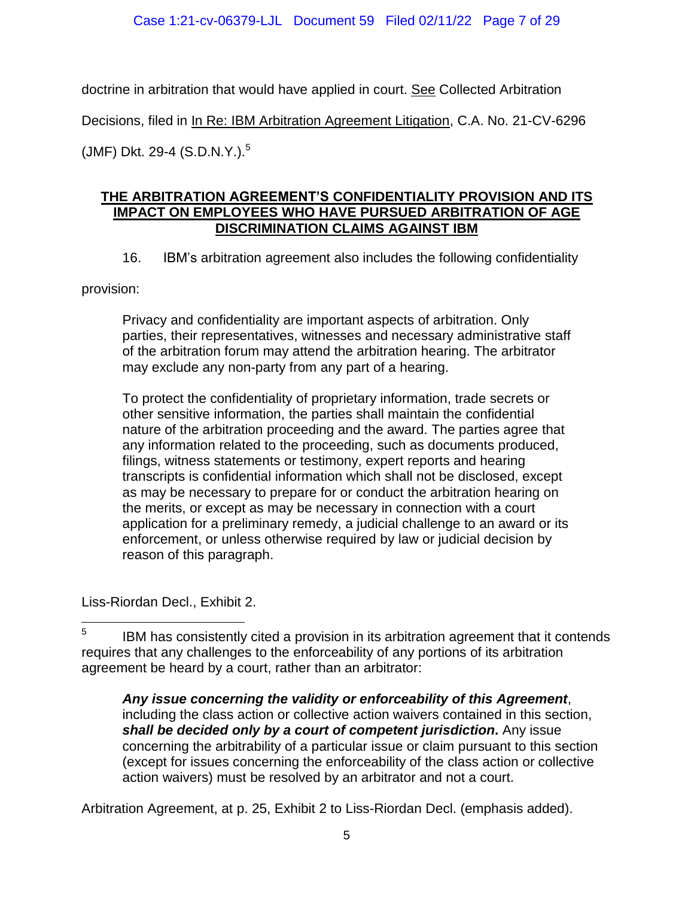doctrine in arbitration that would have applied in court. See Collected Arbitration Decisions, filed in In Re: IBM Arbitration Agreement Litigation, C.A. No. 21-CV-6296 (JMF) Dkt. 29-4 (S.D.N.Y.).[5]

## THE ARBITRATION AGREEMENT'S CONFIDENTIALITY PROVISION AND ITS IMPACT ON EMPLOYEES WHO HAVE PURSUED ARBITRATION OF AGE DISCRIMINATION CLAIMS AGAINST IBM

16. IBM's arbitration agreement also includes the following confidentiality provision:

> Privacy and confidentiality are important aspects of arbitration. Only parties, their representatives, witnesses and necessary administrative staff of the arbitration forum may attend the arbitration hearing. The arbitrator may exclude any non-party from any part of a hearing.
>
> To protect the confidentiality of proprietary information, trade secrets or other sensitive information, the parties shall maintain the confidential nature of the arbitration proceeding and the award. The parties agree that any information related to the proceeding, such as documents produced, filings, witness statements or testimony, expert reports and hearing transcripts is confidential information which shall not be disclosed, except as may be necessary to prepare for or conduct the arbitration hearing on the merits, or except as may be necessary in connection with a court application for a preliminary remedy, a judicial challenge to an award or its enforcement, or unless otherwise required by law or judicial decision by reason of this paragraph.

Liss-Riordan Decl., Exhibit 2.

---

[5] IBM has consistently cited a provision in its arbitration agreement that it contends requires that any challenges to the enforceability of any portions of its arbitration agreement be heard by a court, rather than an arbitrator:

> ***Any issue concerning the validity or enforceability of this Agreement***, including the class action or collective action waivers contained in this section, ***shall be decided only by a court of competent jurisdiction*.** Any issue concerning the arbitrability of a particular issue or claim pursuant to this section (except for issues concerning the enforceability of the class action or collective action waivers) must be resolved by an arbitrator and not a court.

Arbitration Agreement, at p. 25, Exhibit 2 to Liss-Riordan Decl. (emphasis added).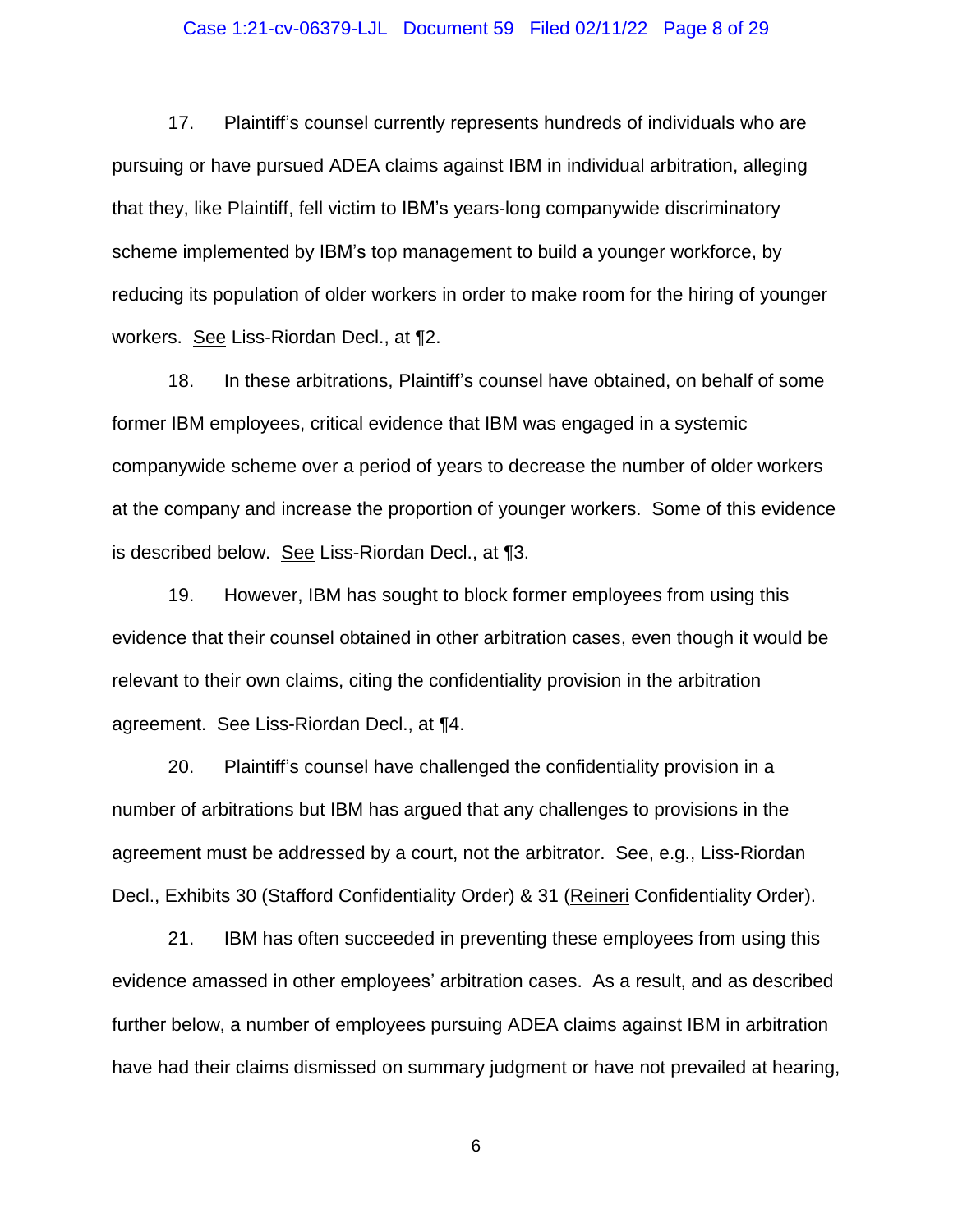17. Plaintiff's counsel currently represents hundreds of individuals who are pursuing or have pursued ADEA claims against IBM in individual arbitration, alleging that they, like Plaintiff, fell victim to IBM's years-long companywide discriminatory scheme implemented by IBM's top management to build a younger workforce, by reducing its population of older workers in order to make room for the hiring of younger workers. <u>See</u> Liss-Riordan Decl., at ¶2.

18. In these arbitrations, Plaintiff's counsel have obtained, on behalf of some former IBM employees, critical evidence that IBM was engaged in a systemic companywide scheme over a period of years to decrease the number of older workers at the company and increase the proportion of younger workers. Some of this evidence is described below. <u>See</u> Liss-Riordan Decl., at ¶3.

19. However, IBM has sought to block former employees from using this evidence that their counsel obtained in other arbitration cases, even though it would be relevant to their own claims, citing the confidentiality provision in the arbitration agreement. <u>See</u> Liss-Riordan Decl., at ¶4.

20. Plaintiff's counsel have challenged the confidentiality provision in a number of arbitrations but IBM has argued that any challenges to provisions in the agreement must be addressed by a court, not the arbitrator. <u>See, e.g.</u>, Liss-Riordan Decl., Exhibits 30 (Stafford Confidentiality Order) & 31 (<u>Reineri</u> Confidentiality Order).

21. IBM has often succeeded in preventing these employees from using this evidence amassed in other employees' arbitration cases. As a result, and as described further below, a number of employees pursuing ADEA claims against IBM in arbitration have had their claims dismissed on summary judgment or have not prevailed at hearing,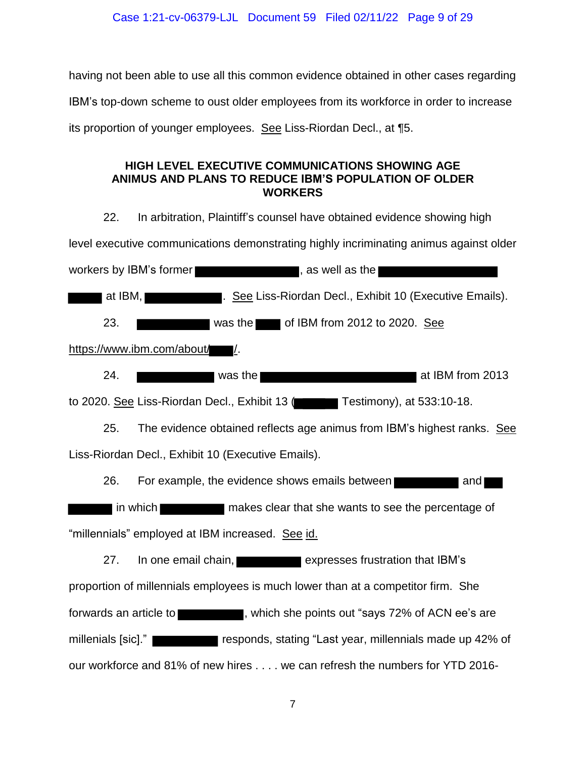having not been able to use all this common evidence obtained in other cases regarding IBM's top-down scheme to oust older employees from its workforce in order to increase its proportion of younger employees. See Liss-Riordan Decl., at ¶5.

**HIGH LEVEL EXECUTIVE COMMUNICATIONS SHOWING AGE ANIMUS AND PLANS TO REDUCE IBM'S POPULATION OF OLDER WORKERS**

22. In arbitration, Plaintiff's counsel have obtained evidence showing high level executive communications demonstrating highly incriminating animus against older workers by IBM's former ██████████, as well as the ██████████ ████ at IBM, ████████. See Liss-Riordan Decl., Exhibit 10 (Executive Emails).

23. ████████ was the ███ of IBM from 2012 to 2020. See https://www.ibm.com/about/███/.

24. ████████ was the ████████████████ at IBM from 2013 to 2020. See Liss-Riordan Decl., Exhibit 13 (█████ Testimony), at 533:10-18.

25. The evidence obtained reflects age animus from IBM's highest ranks. See Liss-Riordan Decl., Exhibit 10 (Executive Emails).

26. For example, the evidence shows emails between ███████ and ██ █████ in which ███████ makes clear that she wants to see the percentage of "millennials" employed at IBM increased. See id.

27. In one email chain, ███████ expresses frustration that IBM's proportion of millennials employees is much lower than at a competitor firm. She forwards an article to ███████, which she points out "says 72% of ACN ee's are millenials [sic]." ███████ responds, stating "Last year, millennials made up 42% of our workforce and 81% of new hires . . . . we can refresh the numbers for YTD 2016-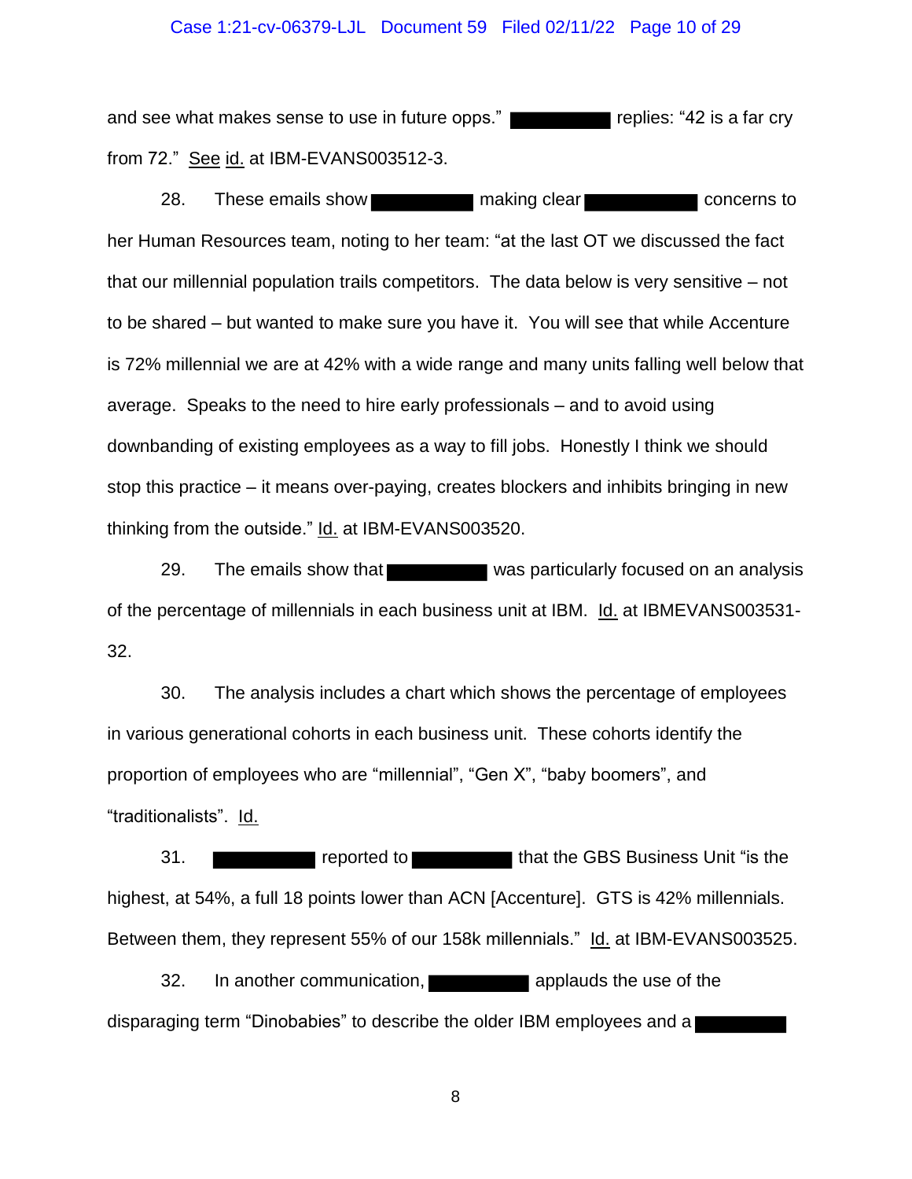and see what makes sense to use in future opps." ██████████ replies: "42 is a far cry from 72." See id. at IBM-EVANS003512-3.

28. These emails show ██████████ making clear ██████████ concerns to her Human Resources team, noting to her team: "at the last OT we discussed the fact that our millennial population trails competitors. The data below is very sensitive – not to be shared – but wanted to make sure you have it. You will see that while Accenture is 72% millennial we are at 42% with a wide range and many units falling well below that average. Speaks to the need to hire early professionals – and to avoid using downbanding of existing employees as a way to fill jobs. Honestly I think we should stop this practice – it means over-paying, creates blockers and inhibits bringing in new thinking from the outside." Id. at IBM-EVANS003520.

29. The emails show that ██████████ was particularly focused on an analysis of the percentage of millennials in each business unit at IBM. Id. at IBMEVANS003531-32.

30. The analysis includes a chart which shows the percentage of employees in various generational cohorts in each business unit. These cohorts identify the proportion of employees who are "millennial", "Gen X", "baby boomers", and "traditionalists". Id.

31. ██████████ reported to ██████████ that the GBS Business Unit "is the highest, at 54%, a full 18 points lower than ACN [Accenture]. GTS is 42% millennials. Between them, they represent 55% of our 158k millennials." Id. at IBM-EVANS003525.

32. In another communication, ██████████ applauds the use of the disparaging term "Dinobabies" to describe the older IBM employees and a ██████████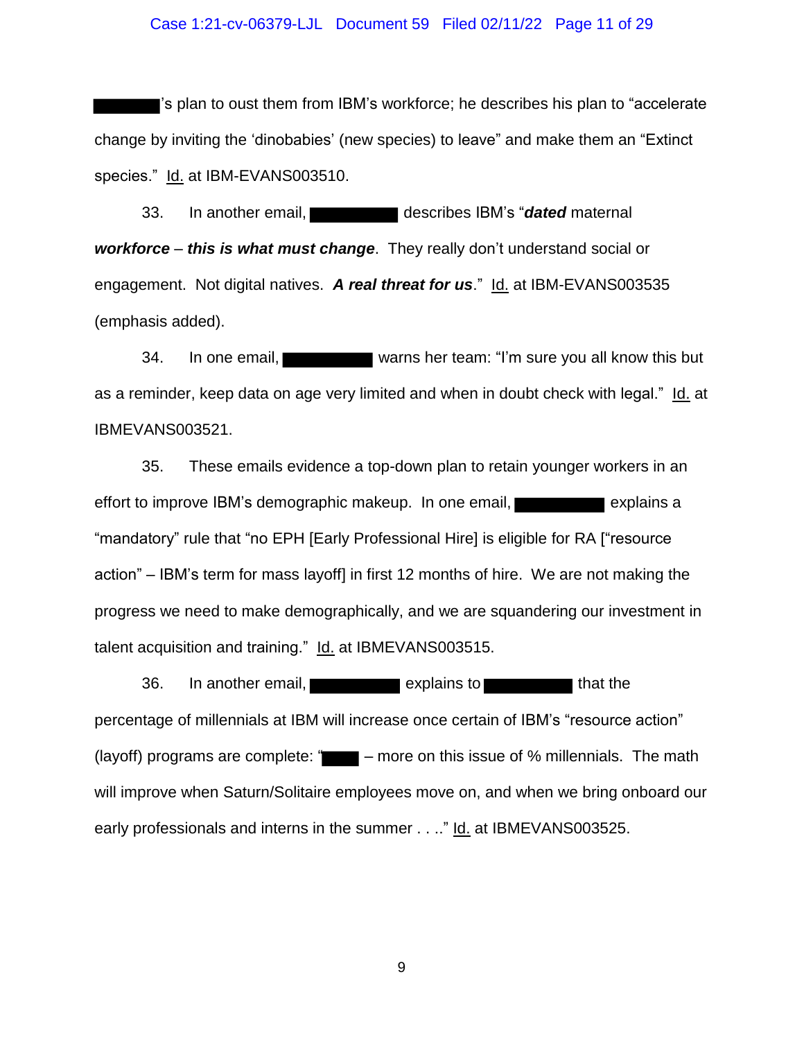[REDACTED]'s plan to oust them from IBM's workforce; he describes his plan to "accelerate change by inviting the 'dinobabies' (new species) to leave" and make them an "Extinct species." Id. at IBM-EVANS003510.

33. In another email, [REDACTED] describes IBM's "***dated*** maternal ***workforce*** – ***this is what must change***. They really don't understand social or engagement. Not digital natives. ***A real threat for us***." Id. at IBM-EVANS003535 (emphasis added).

34. In one email, [REDACTED] warns her team: "I'm sure you all know this but as a reminder, keep data on age very limited and when in doubt check with legal." Id. at IBMEVANS003521.

35. These emails evidence a top-down plan to retain younger workers in an effort to improve IBM's demographic makeup. In one email, [REDACTED] explains a "mandatory" rule that "no EPH [Early Professional Hire] is eligible for RA ["resource action" – IBM's term for mass layoff] in first 12 months of hire. We are not making the progress we need to make demographically, and we are squandering our investment in talent acquisition and training." Id. at IBMEVANS003515.

36. In another email, [REDACTED] explains to [REDACTED] that the percentage of millennials at IBM will increase once certain of IBM's "resource action" (layoff) programs are complete: "[REDACTED] – more on this issue of % millennials. The math will improve when Saturn/Solitaire employees move on, and when we bring onboard our early professionals and interns in the summer . . .." Id. at IBMEVANS003525.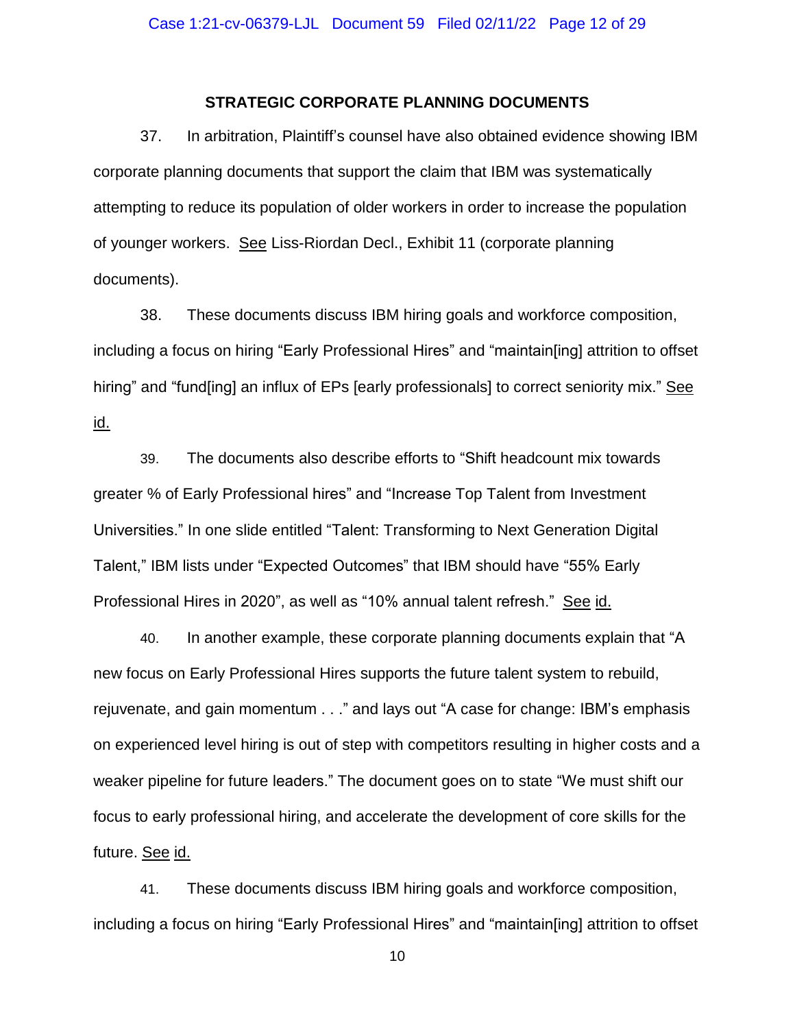## STRATEGIC CORPORATE PLANNING DOCUMENTS

37. In arbitration, Plaintiff's counsel have also obtained evidence showing IBM corporate planning documents that support the claim that IBM was systematically attempting to reduce its population of older workers in order to increase the population of younger workers. See Liss-Riordan Decl., Exhibit 11 (corporate planning documents).

38. These documents discuss IBM hiring goals and workforce composition, including a focus on hiring "Early Professional Hires" and "maintain[ing] attrition to offset hiring" and "fund[ing] an influx of EPs [early professionals] to correct seniority mix." See id.

39. The documents also describe efforts to "Shift headcount mix towards greater % of Early Professional hires" and "Increase Top Talent from Investment Universities." In one slide entitled "Talent: Transforming to Next Generation Digital Talent," IBM lists under "Expected Outcomes" that IBM should have "55% Early Professional Hires in 2020", as well as "10% annual talent refresh." See id.

40. In another example, these corporate planning documents explain that "A new focus on Early Professional Hires supports the future talent system to rebuild, rejuvenate, and gain momentum . . ." and lays out "A case for change: IBM's emphasis on experienced level hiring is out of step with competitors resulting in higher costs and a weaker pipeline for future leaders." The document goes on to state "We must shift our focus to early professional hiring, and accelerate the development of core skills for the future. See id.

41. These documents discuss IBM hiring goals and workforce composition, including a focus on hiring "Early Professional Hires" and "maintain[ing] attrition to offset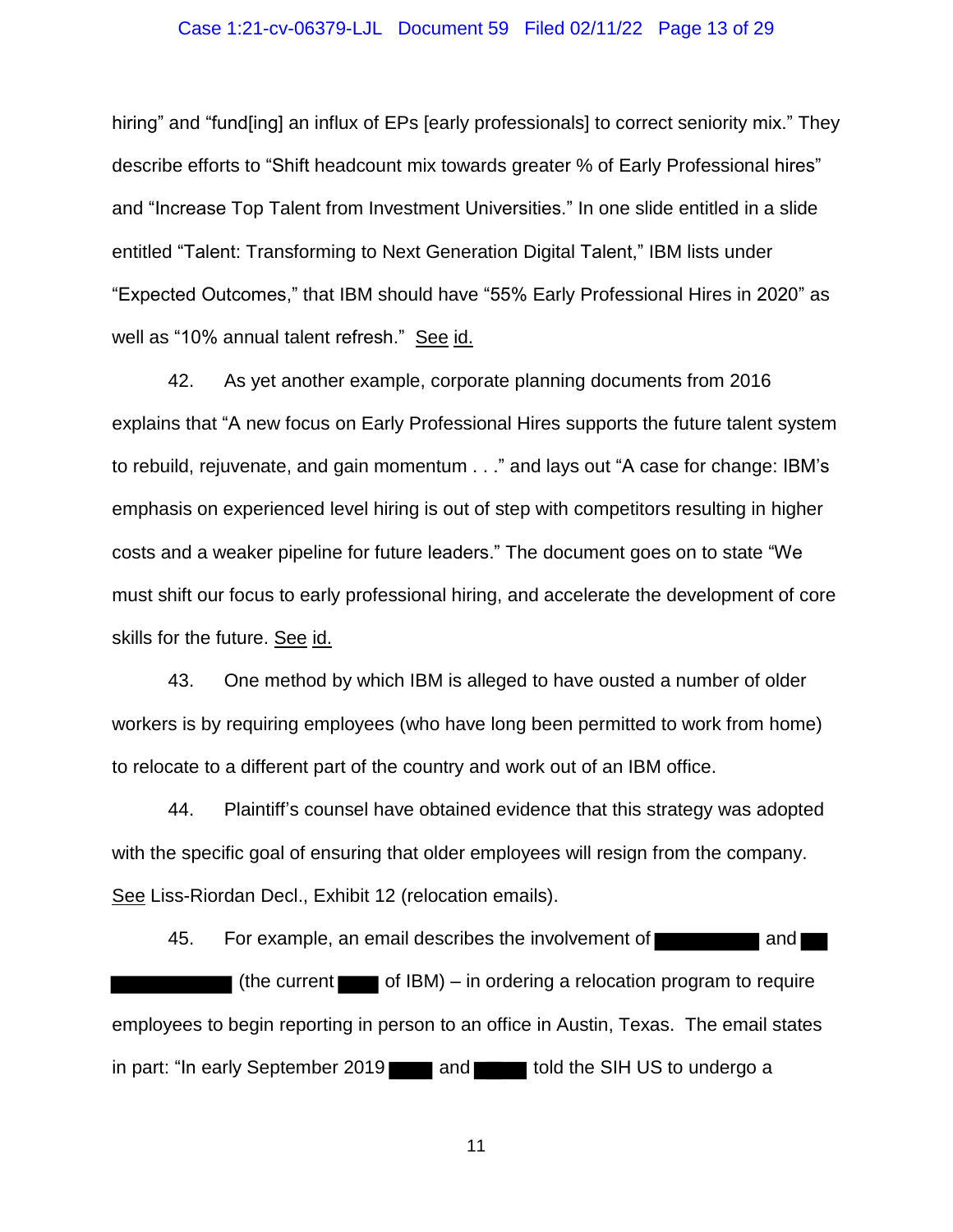hiring" and "fund[ing] an influx of EPs [early professionals] to correct seniority mix." They describe efforts to "Shift headcount mix towards greater % of Early Professional hires" and "Increase Top Talent from Investment Universities." In one slide entitled in a slide entitled "Talent: Transforming to Next Generation Digital Talent," IBM lists under "Expected Outcomes," that IBM should have "55% Early Professional Hires in 2020" as well as "10% annual talent refresh." See id.

42. As yet another example, corporate planning documents from 2016 explains that "A new focus on Early Professional Hires supports the future talent system to rebuild, rejuvenate, and gain momentum . . ." and lays out "A case for change: IBM's emphasis on experienced level hiring is out of step with competitors resulting in higher costs and a weaker pipeline for future leaders." The document goes on to state "We must shift our focus to early professional hiring, and accelerate the development of core skills for the future. See id.

43. One method by which IBM is alleged to have ousted a number of older workers is by requiring employees (who have long been permitted to work from home) to relocate to a different part of the country and work out of an IBM office.

44. Plaintiff's counsel have obtained evidence that this strategy was adopted with the specific goal of ensuring that older employees will resign from the company. See Liss-Riordan Decl., Exhibit 12 (relocation emails).

45. For example, an email describes the involvement of [REDACTED] and [REDACTED] (the current [REDACTED] of IBM) – in ordering a relocation program to require employees to begin reporting in person to an office in Austin, Texas. The email states in part: "In early September 2019 [REDACTED] and [REDACTED] told the SIH US to undergo a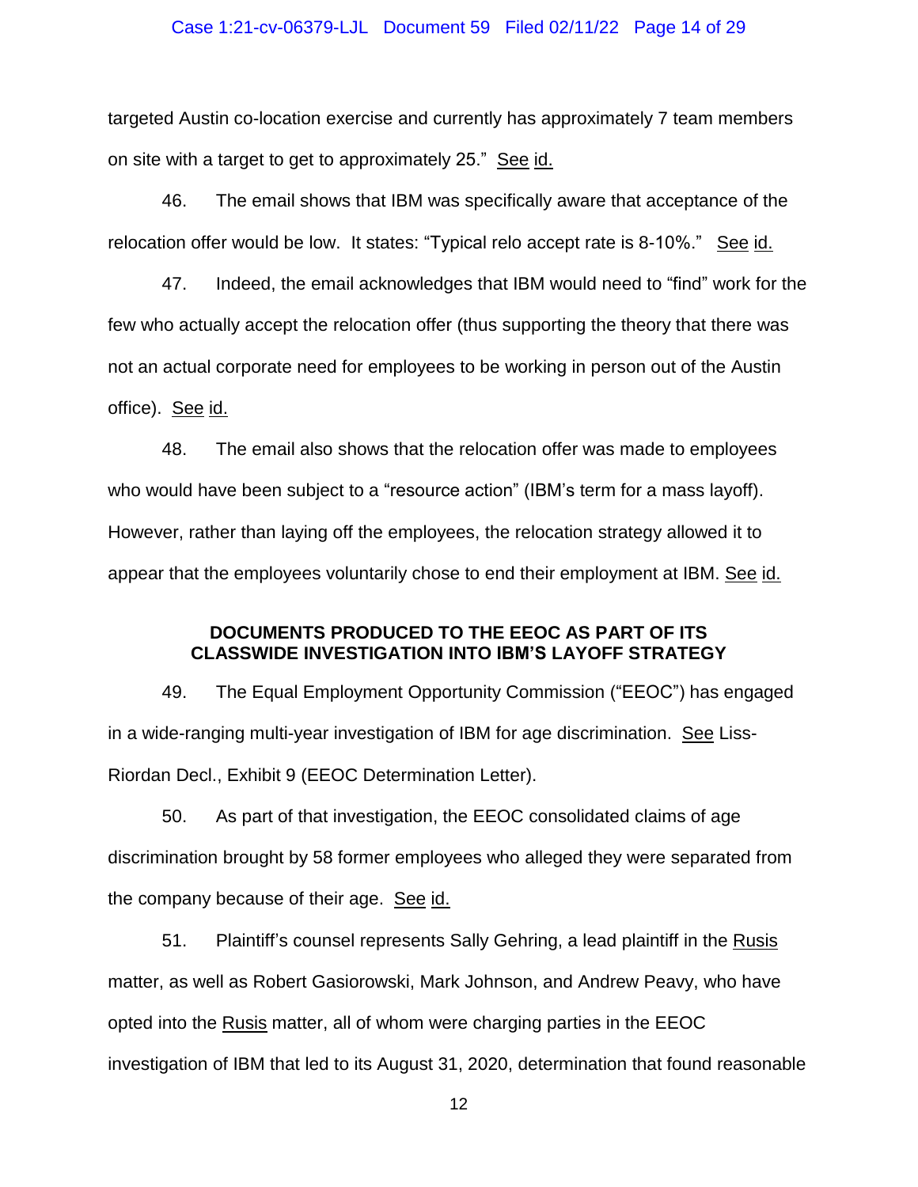targeted Austin co-location exercise and currently has approximately 7 team members on site with a target to get to approximately 25." See id.

46. The email shows that IBM was specifically aware that acceptance of the relocation offer would be low. It states: "Typical relo accept rate is 8-10%." See id.

47. Indeed, the email acknowledges that IBM would need to "find" work for the few who actually accept the relocation offer (thus supporting the theory that there was not an actual corporate need for employees to be working in person out of the Austin office). See id.

48. The email also shows that the relocation offer was made to employees who would have been subject to a "resource action" (IBM's term for a mass layoff). However, rather than laying off the employees, the relocation strategy allowed it to appear that the employees voluntarily chose to end their employment at IBM. See id.

## DOCUMENTS PRODUCED TO THE EEOC AS PART OF ITS CLASSWIDE INVESTIGATION INTO IBM'S LAYOFF STRATEGY

49. The Equal Employment Opportunity Commission ("EEOC") has engaged in a wide-ranging multi-year investigation of IBM for age discrimination. See Liss-Riordan Decl., Exhibit 9 (EEOC Determination Letter).

50. As part of that investigation, the EEOC consolidated claims of age discrimination brought by 58 former employees who alleged they were separated from the company because of their age. See id.

51. Plaintiff's counsel represents Sally Gehring, a lead plaintiff in the Rusis matter, as well as Robert Gasiorowski, Mark Johnson, and Andrew Peavy, who have opted into the Rusis matter, all of whom were charging parties in the EEOC investigation of IBM that led to its August 31, 2020, determination that found reasonable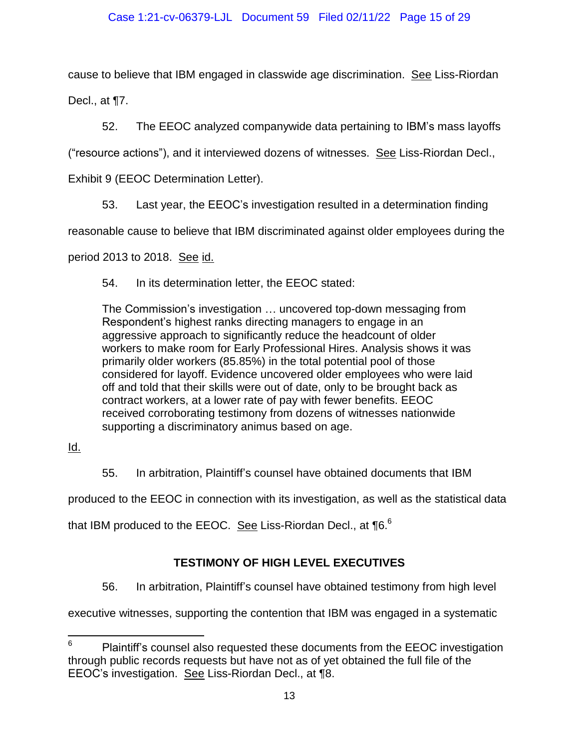cause to believe that IBM engaged in classwide age discrimination. See Liss-Riordan Decl., at ¶7.

52. The EEOC analyzed companywide data pertaining to IBM's mass layoffs ("resource actions"), and it interviewed dozens of witnesses. See Liss-Riordan Decl., Exhibit 9 (EEOC Determination Letter).

53. Last year, the EEOC's investigation resulted in a determination finding reasonable cause to believe that IBM discriminated against older employees during the period 2013 to 2018. See id.

54. In its determination letter, the EEOC stated:

> The Commission's investigation … uncovered top-down messaging from Respondent's highest ranks directing managers to engage in an aggressive approach to significantly reduce the headcount of older workers to make room for Early Professional Hires. Analysis shows it was primarily older workers (85.85%) in the total potential pool of those considered for layoff. Evidence uncovered older employees who were laid off and told that their skills were out of date, only to be brought back as contract workers, at a lower rate of pay with fewer benefits. EEOC received corroborating testimony from dozens of witnesses nationwide supporting a discriminatory animus based on age.

Id.

55. In arbitration, Plaintiff's counsel have obtained documents that IBM produced to the EEOC in connection with its investigation, as well as the statistical data that IBM produced to the EEOC. See Liss-Riordan Decl., at ¶6.[6]

## TESTIMONY OF HIGH LEVEL EXECUTIVES

56. In arbitration, Plaintiff's counsel have obtained testimony from high level executive witnesses, supporting the contention that IBM was engaged in a systematic

---

[6] Plaintiff's counsel also requested these documents from the EEOC investigation through public records requests but have not as of yet obtained the full file of the EEOC's investigation. See Liss-Riordan Decl., at ¶8.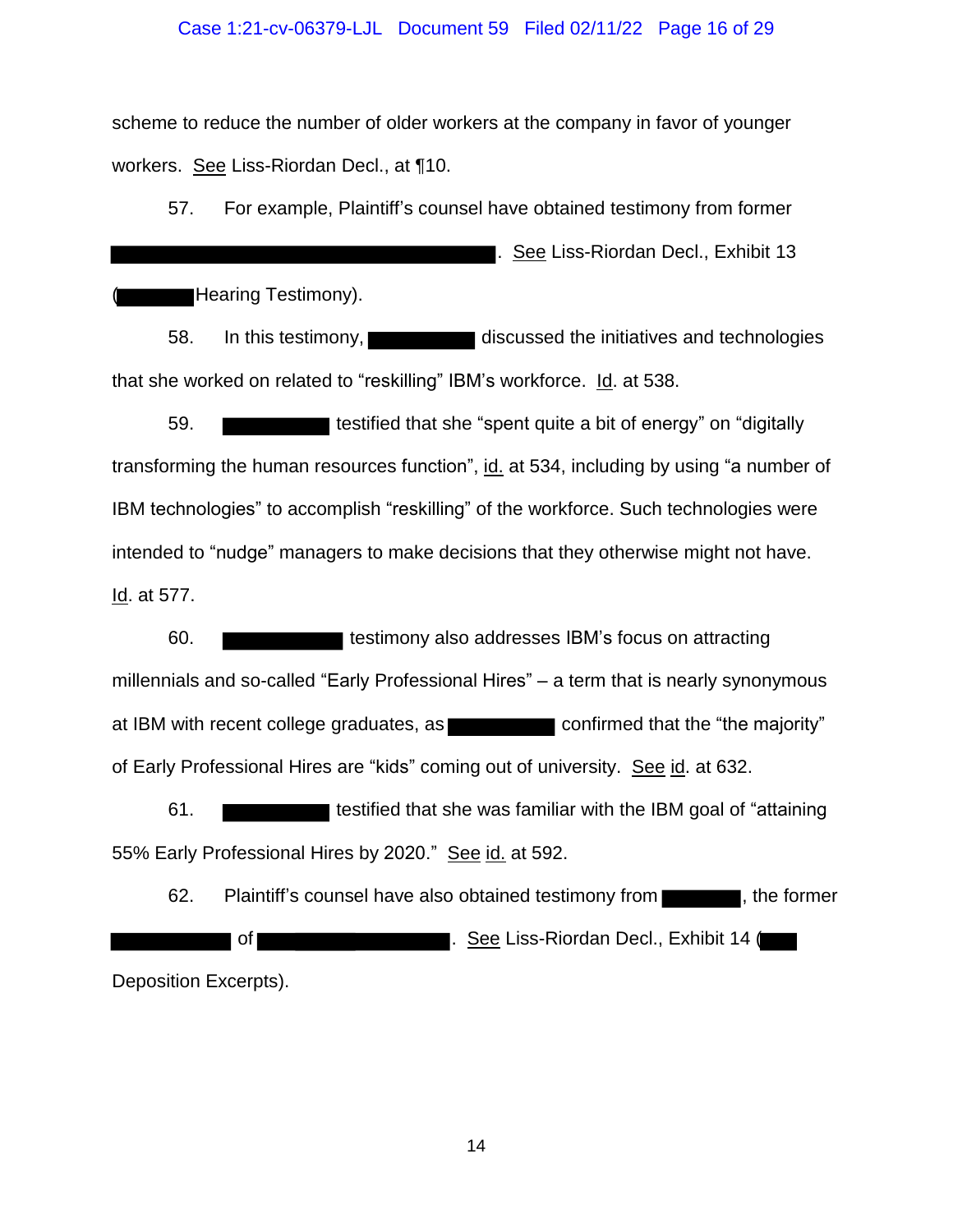scheme to reduce the number of older workers at the company in favor of younger workers. See Liss-Riordan Decl., at ¶10.

57. For example, Plaintiff's counsel have obtained testimony from former ████████████████████████. See Liss-Riordan Decl., Exhibit 13 (█████ Hearing Testimony).

58. In this testimony, ██████ discussed the initiatives and technologies that she worked on related to "reskilling" IBM's workforce. Id. at 538.

59. ██████ testified that she "spent quite a bit of energy" on "digitally transforming the human resources function", id. at 534, including by using "a number of IBM technologies" to accomplish "reskilling" of the workforce. Such technologies were intended to "nudge" managers to make decisions that they otherwise might not have. Id. at 577.

60. ███████ testimony also addresses IBM's focus on attracting millennials and so-called "Early Professional Hires" – a term that is nearly synonymous at IBM with recent college graduates, as ██████ confirmed that the "the majority" of Early Professional Hires are "kids" coming out of university. See id. at 632.

61. ██████ testified that she was familiar with the IBM goal of "attaining 55% Early Professional Hires by 2020." See id. at 592.

62. Plaintiff's counsel have also obtained testimony from █████, the former ███████ of ████████████. See Liss-Riordan Decl., Exhibit 14 (███ Deposition Excerpts).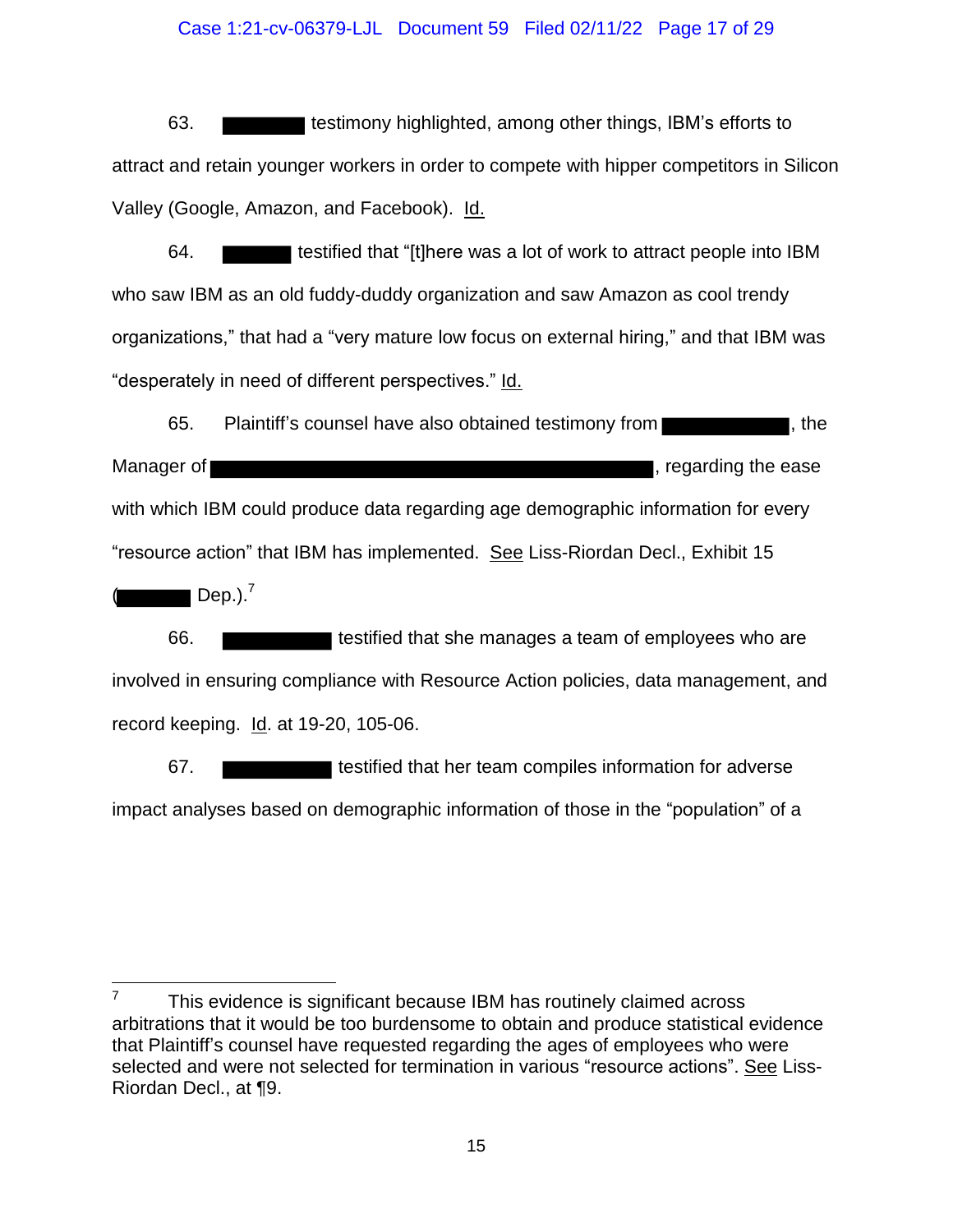63. ████████ testimony highlighted, among other things, IBM's efforts to attract and retain younger workers in order to compete with hipper competitors in Silicon Valley (Google, Amazon, and Facebook). Id.

64. ███████ testified that "[t]here was a lot of work to attract people into IBM who saw IBM as an old fuddy-duddy organization and saw Amazon as cool trendy organizations," that had a "very mature low focus on external hiring," and that IBM was "desperately in need of different perspectives." Id.

65. Plaintiff's counsel have also obtained testimony from ████████████, the Manager of ██████████████████████████████████████████████, regarding the ease with which IBM could produce data regarding age demographic information for every "resource action" that IBM has implemented. See Liss-Riordan Decl., Exhibit 15 (████████ Dep.).[7]

66. ███████████ testified that she manages a team of employees who are involved in ensuring compliance with Resource Action policies, data management, and record keeping. Id. at 19-20, 105-06.

67. ███████████ testified that her team compiles information for adverse impact analyses based on demographic information of those in the "population" of a

---

[7] This evidence is significant because IBM has routinely claimed across arbitrations that it would be too burdensome to obtain and produce statistical evidence that Plaintiff's counsel have requested regarding the ages of employees who were selected and were not selected for termination in various "resource actions". See Liss-Riordan Decl., at ¶9.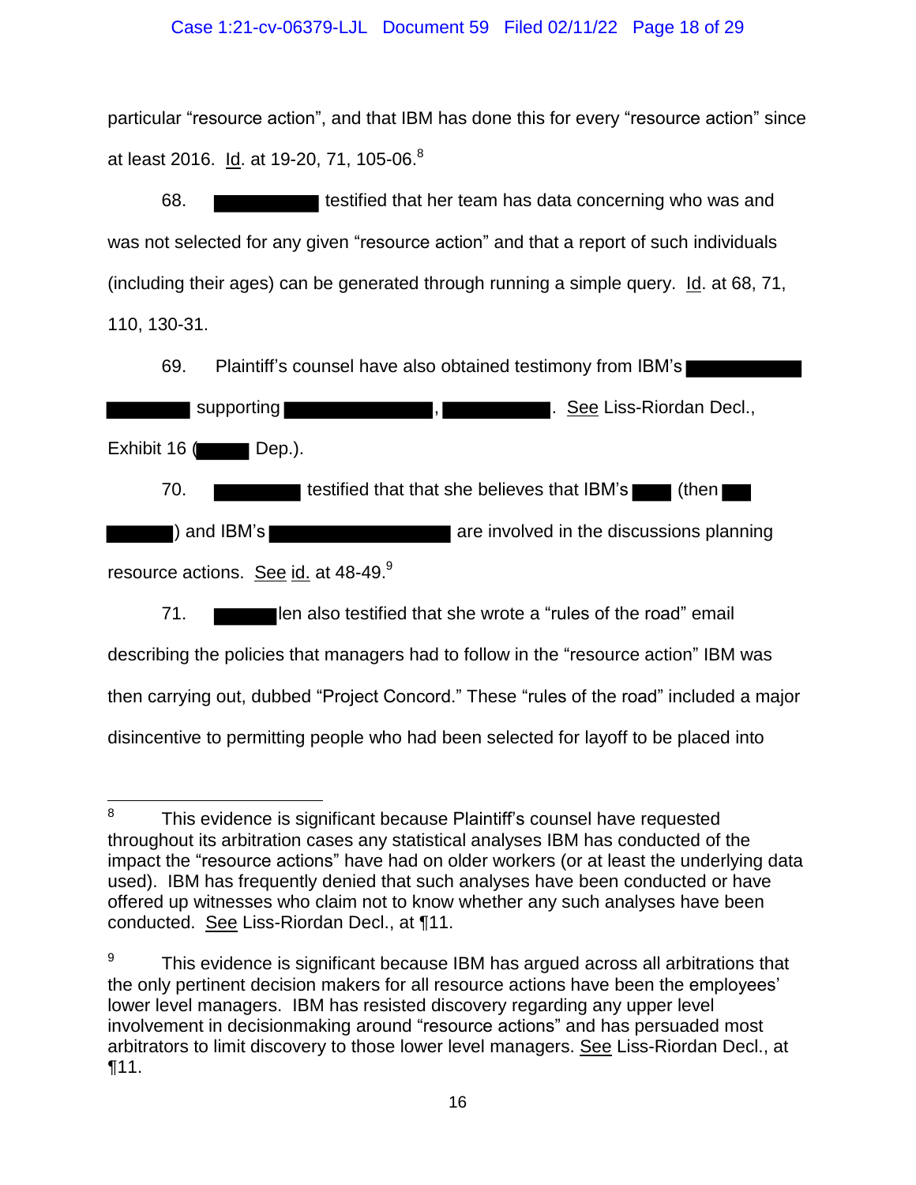particular "resource action", and that IBM has done this for every "resource action" since at least 2016. Id. at 19-20, 71, 105-06.[8]

68. ████████ testified that her team has data concerning who was and was not selected for any given "resource action" and that a report of such individuals (including their ages) can be generated through running a simple query. Id. at 68, 71, 110, 130-31.

69. Plaintiff's counsel have also obtained testimony from IBM's ████████ ████████ supporting ████████, ████████. See Liss-Riordan Decl., Exhibit 16 (████ Dep.).

70. ████████ testified that that she believes that IBM's ████ (then ████ ████) and IBM's ████████████ are involved in the discussions planning resource actions. See id. at 48-49.[9]

71. ██████len also testified that she wrote a "rules of the road" email describing the policies that managers had to follow in the "resource action" IBM was then carrying out, dubbed "Project Concord." These "rules of the road" included a major disincentive to permitting people who had been selected for layoff to be placed into

---

[8] This evidence is significant because Plaintiff's counsel have requested throughout its arbitration cases any statistical analyses IBM has conducted of the impact the "resource actions" have had on older workers (or at least the underlying data used). IBM has frequently denied that such analyses have been conducted or have offered up witnesses who claim not to know whether any such analyses have been conducted. See Liss-Riordan Decl., at ¶11.

[9] This evidence is significant because IBM has argued across all arbitrations that the only pertinent decision makers for all resource actions have been the employees' lower level managers. IBM has resisted discovery regarding any upper level involvement in decisionmaking around "resource actions" and has persuaded most arbitrators to limit discovery to those lower level managers. See Liss-Riordan Decl., at ¶11.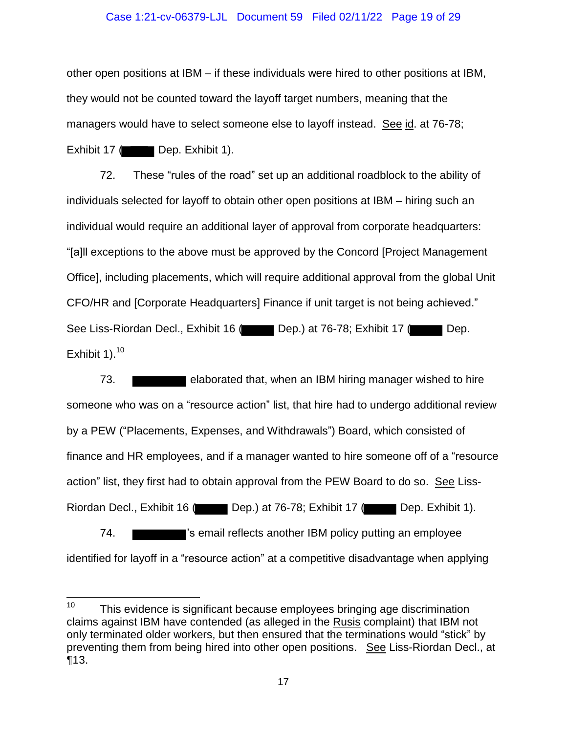other open positions at IBM – if these individuals were hired to other positions at IBM, they would not be counted toward the layoff target numbers, meaning that the managers would have to select someone else to layoff instead. See id. at 76-78; Exhibit 17 (█████ Dep. Exhibit 1).

72. These "rules of the road" set up an additional roadblock to the ability of individuals selected for layoff to obtain other open positions at IBM – hiring such an individual would require an additional layer of approval from corporate headquarters: "[a]ll exceptions to the above must be approved by the Concord [Project Management Office], including placements, which will require additional approval from the global Unit CFO/HR and [Corporate Headquarters] Finance if unit target is not being achieved." See Liss-Riordan Decl., Exhibit 16 (█████ Dep.) at 76-78; Exhibit 17 (█████ Dep. Exhibit 1).[10]

73. █████████ elaborated that, when an IBM hiring manager wished to hire someone who was on a "resource action" list, that hire had to undergo additional review by a PEW ("Placements, Expenses, and Withdrawals") Board, which consisted of finance and HR employees, and if a manager wanted to hire someone off of a "resource action" list, they first had to obtain approval from the PEW Board to do so. See Liss-Riordan Decl., Exhibit 16 (█████ Dep.) at 76-78; Exhibit 17 (█████ Dep. Exhibit 1).

74. █████████'s email reflects another IBM policy putting an employee identified for layoff in a "resource action" at a competitive disadvantage when applying

---

[10] This evidence is significant because employees bringing age discrimination claims against IBM have contended (as alleged in the Rusis complaint) that IBM not only terminated older workers, but then ensured that the terminations would "stick" by preventing them from being hired into other open positions. See Liss-Riordan Decl., at ¶13.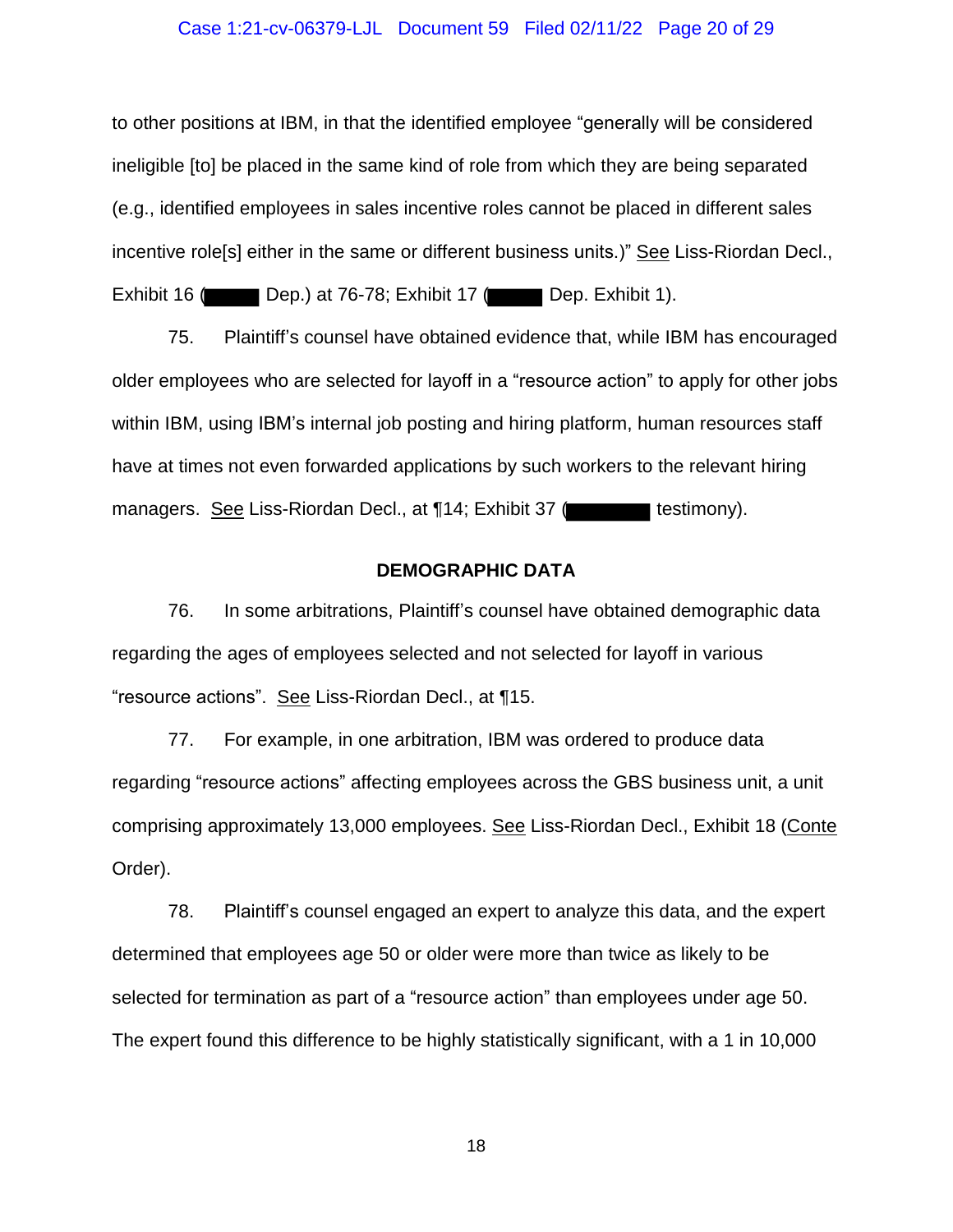to other positions at IBM, in that the identified employee "generally will be considered ineligible [to] be placed in the same kind of role from which they are being separated (e.g., identified employees in sales incentive roles cannot be placed in different sales incentive role[s] either in the same or different business units.)" See Liss-Riordan Decl., Exhibit 16 (█████ Dep.) at 76-78; Exhibit 17 (█████ Dep. Exhibit 1).

75. Plaintiff's counsel have obtained evidence that, while IBM has encouraged older employees who are selected for layoff in a "resource action" to apply for other jobs within IBM, using IBM's internal job posting and hiring platform, human resources staff have at times not even forwarded applications by such workers to the relevant hiring managers. See Liss-Riordan Decl., at ¶14; Exhibit 37 (████████ testimony).

**DEMOGRAPHIC DATA**

76. In some arbitrations, Plaintiff's counsel have obtained demographic data regarding the ages of employees selected and not selected for layoff in various "resource actions". See Liss-Riordan Decl., at ¶15.

77. For example, in one arbitration, IBM was ordered to produce data regarding "resource actions" affecting employees across the GBS business unit, a unit comprising approximately 13,000 employees. See Liss-Riordan Decl., Exhibit 18 (Conte Order).

78. Plaintiff's counsel engaged an expert to analyze this data, and the expert determined that employees age 50 or older were more than twice as likely to be selected for termination as part of a "resource action" than employees under age 50. The expert found this difference to be highly statistically significant, with a 1 in 10,000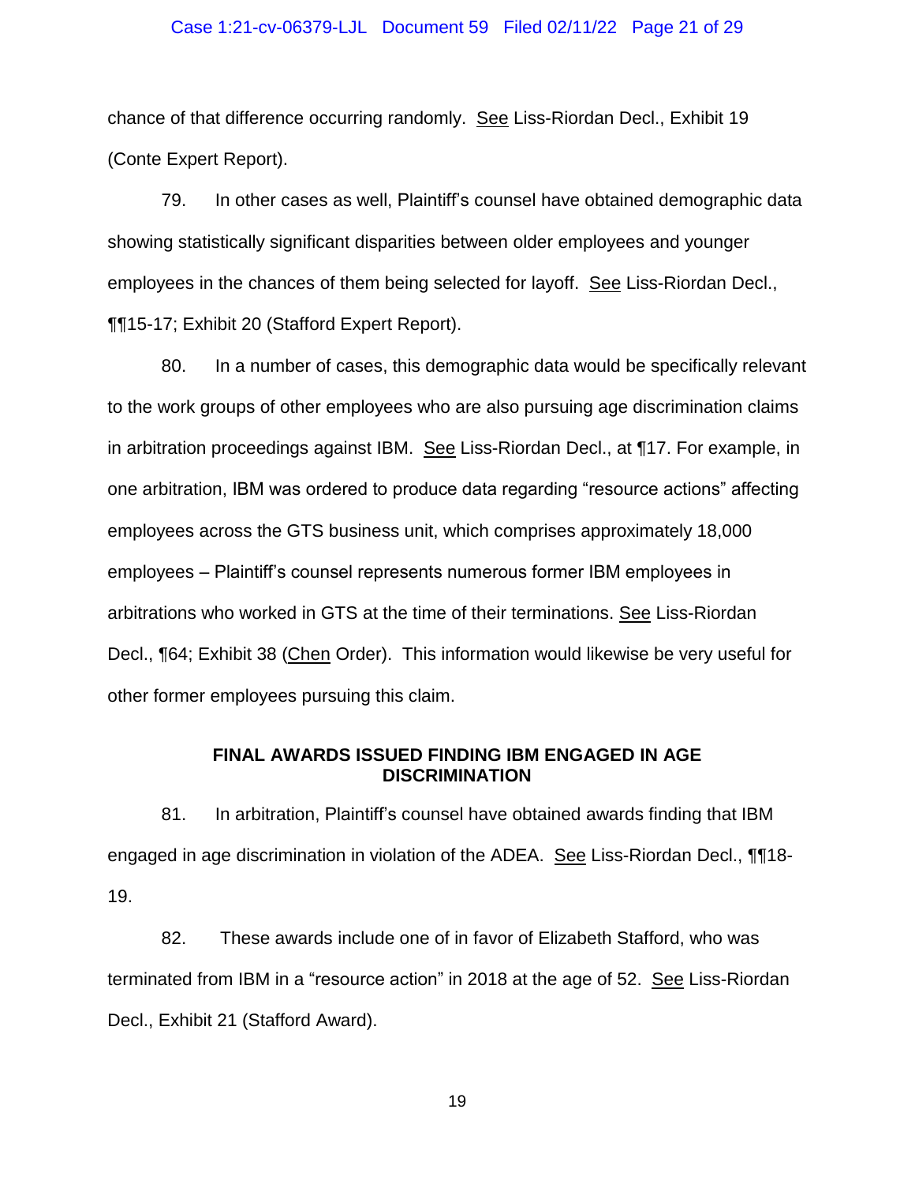chance of that difference occurring randomly. See Liss-Riordan Decl., Exhibit 19 (Conte Expert Report).

79. In other cases as well, Plaintiff's counsel have obtained demographic data showing statistically significant disparities between older employees and younger employees in the chances of them being selected for layoff. See Liss-Riordan Decl., ¶¶15-17; Exhibit 20 (Stafford Expert Report).

80. In a number of cases, this demographic data would be specifically relevant to the work groups of other employees who are also pursuing age discrimination claims in arbitration proceedings against IBM. See Liss-Riordan Decl., at ¶17. For example, in one arbitration, IBM was ordered to produce data regarding "resource actions" affecting employees across the GTS business unit, which comprises approximately 18,000 employees – Plaintiff's counsel represents numerous former IBM employees in arbitrations who worked in GTS at the time of their terminations. See Liss-Riordan Decl., ¶64; Exhibit 38 (Chen Order). This information would likewise be very useful for other former employees pursuing this claim.

**FINAL AWARDS ISSUED FINDING IBM ENGAGED IN AGE DISCRIMINATION**

81. In arbitration, Plaintiff's counsel have obtained awards finding that IBM engaged in age discrimination in violation of the ADEA. See Liss-Riordan Decl., ¶¶18-19.

82. These awards include one of in favor of Elizabeth Stafford, who was terminated from IBM in a "resource action" in 2018 at the age of 52. See Liss-Riordan Decl., Exhibit 21 (Stafford Award).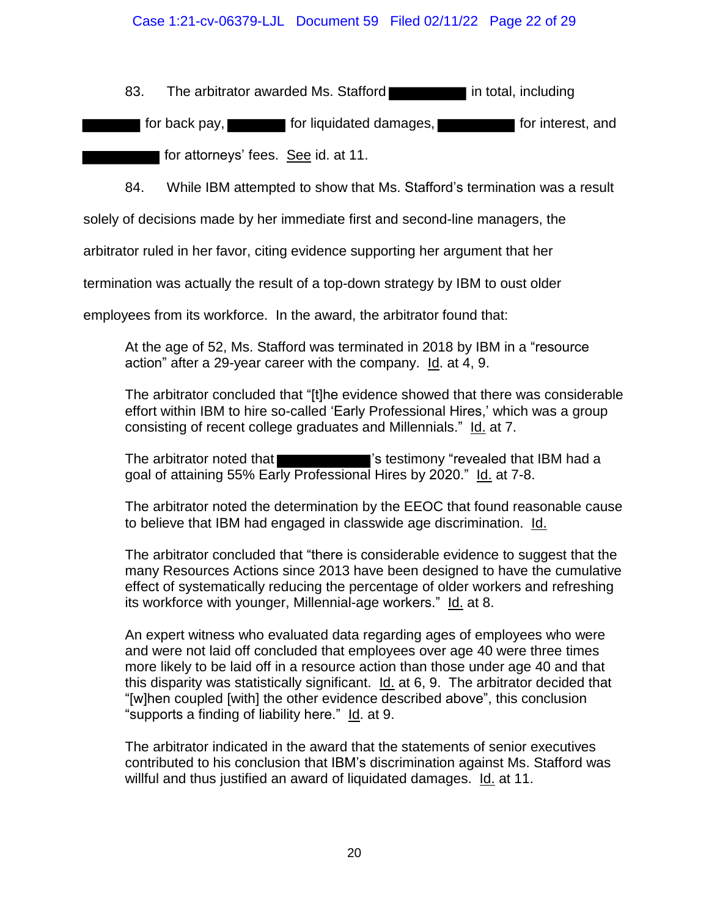83. The arbitrator awarded Ms. Stafford [REDACTED] in total, including [REDACTED] for back pay, [REDACTED] for liquidated damages, [REDACTED] for interest, and [REDACTED] for attorneys' fees. See id. at 11.

84. While IBM attempted to show that Ms. Stafford's termination was a result solely of decisions made by her immediate first and second-line managers, the arbitrator ruled in her favor, citing evidence supporting her argument that her termination was actually the result of a top-down strategy by IBM to oust older employees from its workforce. In the award, the arbitrator found that:

> At the age of 52, Ms. Stafford was terminated in 2018 by IBM in a "resource action" after a 29-year career with the company. Id. at 4, 9.
>
> The arbitrator concluded that "[t]he evidence showed that there was considerable effort within IBM to hire so-called 'Early Professional Hires,' which was a group consisting of recent college graduates and Millennials." Id. at 7.
>
> The arbitrator noted that [REDACTED]'s testimony "revealed that IBM had a goal of attaining 55% Early Professional Hires by 2020." Id. at 7-8.
>
> The arbitrator noted the determination by the EEOC that found reasonable cause to believe that IBM had engaged in classwide age discrimination. Id.
>
> The arbitrator concluded that "there is considerable evidence to suggest that the many Resources Actions since 2013 have been designed to have the cumulative effect of systematically reducing the percentage of older workers and refreshing its workforce with younger, Millennial-age workers." Id. at 8.
>
> An expert witness who evaluated data regarding ages of employees who were and were not laid off concluded that employees over age 40 were three times more likely to be laid off in a resource action than those under age 40 and that this disparity was statistically significant. Id. at 6, 9. The arbitrator decided that "[w]hen coupled [with] the other evidence described above", this conclusion "supports a finding of liability here." Id. at 9.
>
> The arbitrator indicated in the award that the statements of senior executives contributed to his conclusion that IBM's discrimination against Ms. Stafford was willful and thus justified an award of liquidated damages. Id. at 11.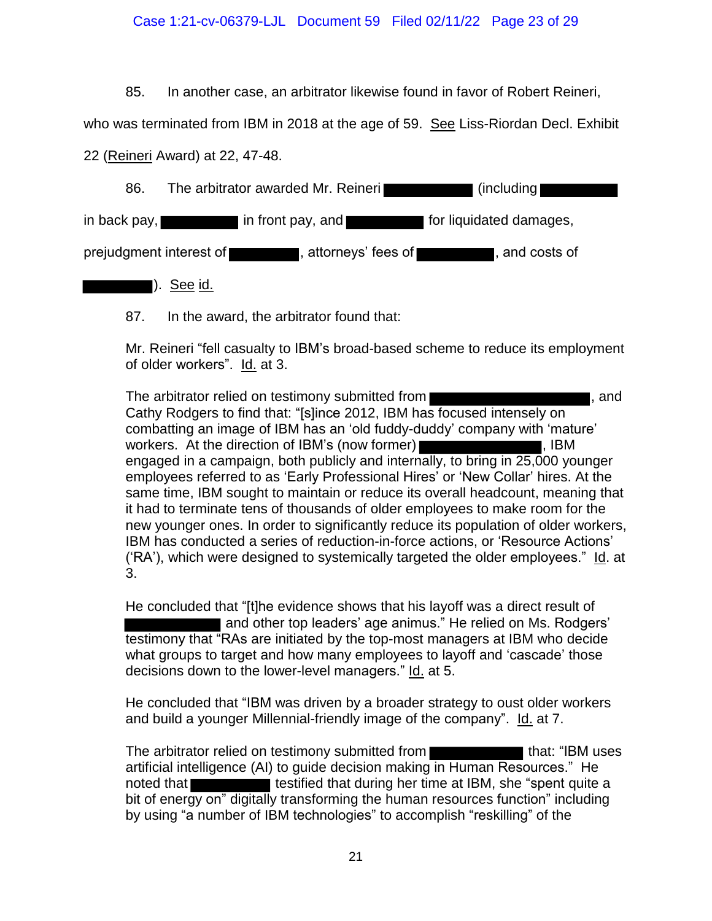85. In another case, an arbitrator likewise found in favor of Robert Reineri, who was terminated from IBM in 2018 at the age of 59. See Liss-Riordan Decl. Exhibit 22 (Reineri Award) at 22, 47-48.

86. The arbitrator awarded Mr. Reineri ██████ (including ██████ in back pay, ██████ in front pay, and ██████ for liquidated damages, prejudgment interest of ██████, attorneys' fees of ██████, and costs of ██████). See id.

87. In the award, the arbitrator found that:

> Mr. Reineri "fell casualty to IBM's broad-based scheme to reduce its employment of older workers". Id. at 3.
>
> The arbitrator relied on testimony submitted from ██████████, and Cathy Rodgers to find that: "[s]ince 2012, IBM has focused intensely on combatting an image of IBM has an 'old fuddy-duddy' company with 'mature' workers. At the direction of IBM's (now former) ██████████, IBM engaged in a campaign, both publicly and internally, to bring in 25,000 younger employees referred to as 'Early Professional Hires' or 'New Collar' hires. At the same time, IBM sought to maintain or reduce its overall headcount, meaning that it had to terminate tens of thousands of older employees to make room for the new younger ones. In order to significantly reduce its population of older workers, IBM has conducted a series of reduction-in-force actions, or 'Resource Actions' ('RA'), which were designed to systemically targeted the older employees." Id. at 3.
>
> He concluded that "[t]he evidence shows that his layoff was a direct result of ██████ and other top leaders' age animus." He relied on Ms. Rodgers' testimony that "RAs are initiated by the top-most managers at IBM who decide what groups to target and how many employees to layoff and 'cascade' those decisions down to the lower-level managers." Id. at 5.
>
> He concluded that "IBM was driven by a broader strategy to oust older workers and build a younger Millennial-friendly image of the company". Id. at 7.
>
> The arbitrator relied on testimony submitted from ██████ that: "IBM uses artificial intelligence (AI) to guide decision making in Human Resources." He noted that ██████ testified that during her time at IBM, she "spent quite a bit of energy on" digitally transforming the human resources function" including by using "a number of IBM technologies" to accomplish "reskilling" of the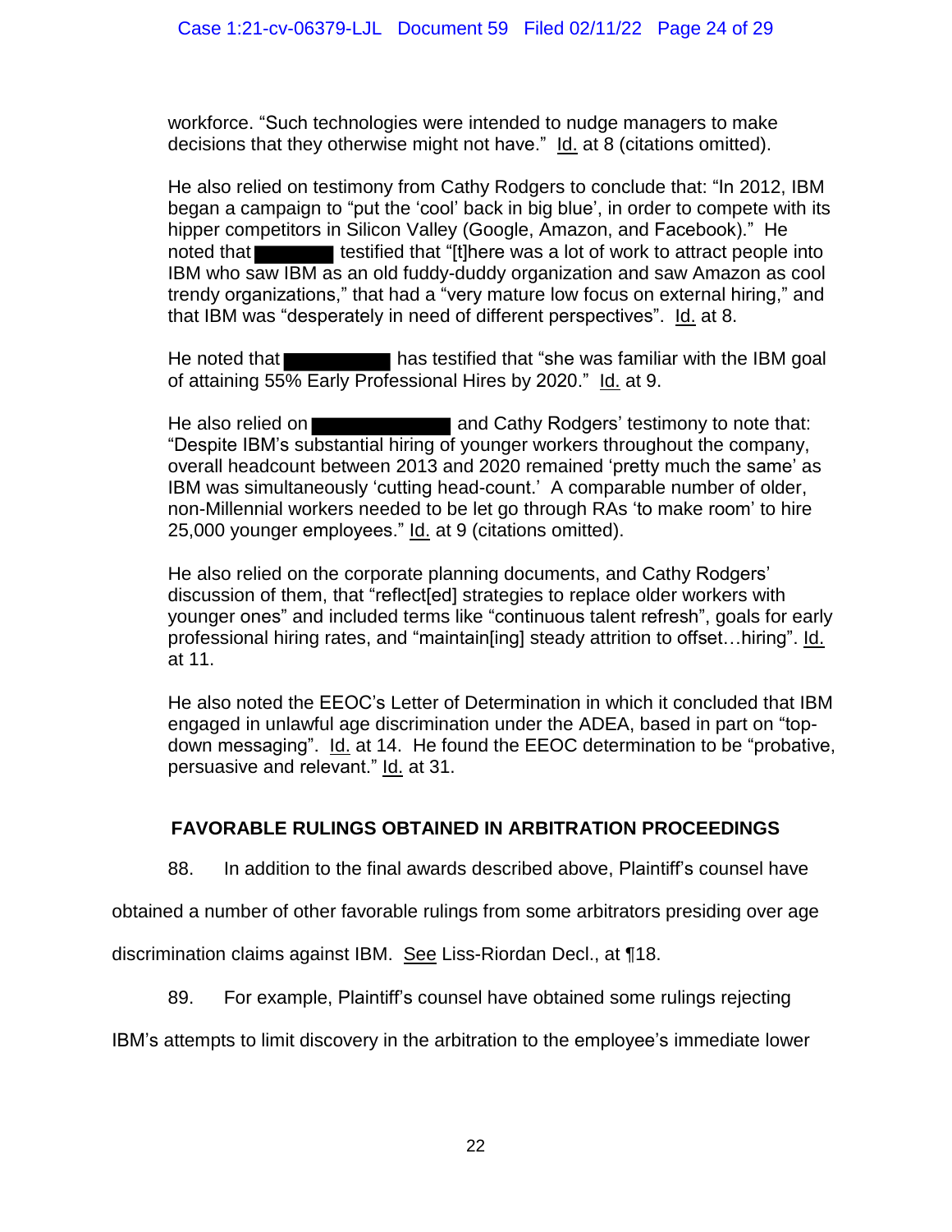workforce. "Such technologies were intended to nudge managers to make decisions that they otherwise might not have." Id. at 8 (citations omitted).

He also relied on testimony from Cathy Rodgers to conclude that: "In 2012, IBM began a campaign to "put the 'cool' back in big blue', in order to compete with its hipper competitors in Silicon Valley (Google, Amazon, and Facebook)." He noted that ███████ testified that "[t]here was a lot of work to attract people into IBM who saw IBM as an old fuddy-duddy organization and saw Amazon as cool trendy organizations," that had a "very mature low focus on external hiring," and that IBM was "desperately in need of different perspectives". Id. at 8.

He noted that ██████████ has testified that "she was familiar with the IBM goal of attaining 55% Early Professional Hires by 2020." Id. at 9.

He also relied on █████████████ and Cathy Rodgers' testimony to note that: "Despite IBM's substantial hiring of younger workers throughout the company, overall headcount between 2013 and 2020 remained 'pretty much the same' as IBM was simultaneously 'cutting head-count.' A comparable number of older, non-Millennial workers needed to be let go through RAs 'to make room' to hire 25,000 younger employees." Id. at 9 (citations omitted).

He also relied on the corporate planning documents, and Cathy Rodgers' discussion of them, that "reflect[ed] strategies to replace older workers with younger ones" and included terms like "continuous talent refresh", goals for early professional hiring rates, and "maintain[ing] steady attrition to offset…hiring". Id. at 11.

He also noted the EEOC's Letter of Determination in which it concluded that IBM engaged in unlawful age discrimination under the ADEA, based in part on "top-down messaging". Id. at 14. He found the EEOC determination to be "probative, persuasive and relevant." Id. at 31.

## FAVORABLE RULINGS OBTAINED IN ARBITRATION PROCEEDINGS

88. In addition to the final awards described above, Plaintiff's counsel have obtained a number of other favorable rulings from some arbitrators presiding over age discrimination claims against IBM. See Liss-Riordan Decl., at ¶18.

89. For example, Plaintiff's counsel have obtained some rulings rejecting IBM's attempts to limit discovery in the arbitration to the employee's immediate lower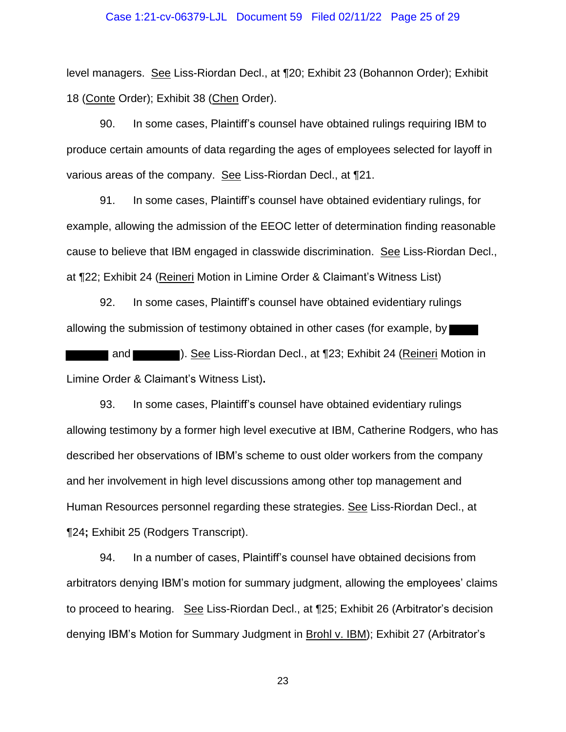level managers. See Liss-Riordan Decl., at ¶20; Exhibit 23 (Bohannon Order); Exhibit 18 (Conte Order); Exhibit 38 (Chen Order).

90. In some cases, Plaintiff's counsel have obtained rulings requiring IBM to produce certain amounts of data regarding the ages of employees selected for layoff in various areas of the company. See Liss-Riordan Decl., at ¶21.

91. In some cases, Plaintiff's counsel have obtained evidentiary rulings, for example, allowing the admission of the EEOC letter of determination finding reasonable cause to believe that IBM engaged in classwide discrimination. See Liss-Riordan Decl., at ¶22; Exhibit 24 (Reineri Motion in Limine Order & Claimant's Witness List)

92. In some cases, Plaintiff's counsel have obtained evidentiary rulings allowing the submission of testimony obtained in other cases (for example, by ████ ██████ and ███████). See Liss-Riordan Decl., at ¶23; Exhibit 24 (Reineri Motion in Limine Order & Claimant's Witness List).

93. In some cases, Plaintiff's counsel have obtained evidentiary rulings allowing testimony by a former high level executive at IBM, Catherine Rodgers, who has described her observations of IBM's scheme to oust older workers from the company and her involvement in high level discussions among other top management and Human Resources personnel regarding these strategies. See Liss-Riordan Decl., at ¶24; Exhibit 25 (Rodgers Transcript).

94. In a number of cases, Plaintiff's counsel have obtained decisions from arbitrators denying IBM's motion for summary judgment, allowing the employees' claims to proceed to hearing. See Liss-Riordan Decl., at ¶25; Exhibit 26 (Arbitrator's decision denying IBM's Motion for Summary Judgment in Brohl v. IBM); Exhibit 27 (Arbitrator's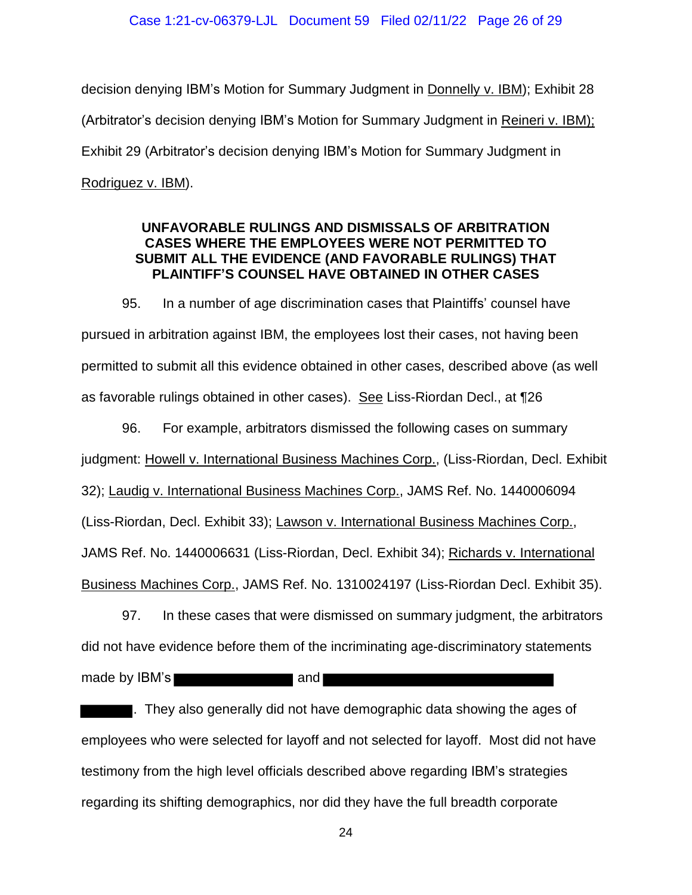decision denying IBM's Motion for Summary Judgment in Donnelly v. IBM); Exhibit 28 (Arbitrator's decision denying IBM's Motion for Summary Judgment in Reineri v. IBM); Exhibit 29 (Arbitrator's decision denying IBM's Motion for Summary Judgment in Rodriguez v. IBM).

**UNFAVORABLE RULINGS AND DISMISSALS OF ARBITRATION CASES WHERE THE EMPLOYEES WERE NOT PERMITTED TO SUBMIT ALL THE EVIDENCE (AND FAVORABLE RULINGS) THAT PLAINTIFF'S COUNSEL HAVE OBTAINED IN OTHER CASES**

95. In a number of age discrimination cases that Plaintiffs' counsel have pursued in arbitration against IBM, the employees lost their cases, not having been permitted to submit all this evidence obtained in other cases, described above (as well as favorable rulings obtained in other cases). See Liss-Riordan Decl., at ¶26

96. For example, arbitrators dismissed the following cases on summary judgment: Howell v. International Business Machines Corp., (Liss-Riordan, Decl. Exhibit 32); Laudig v. International Business Machines Corp., JAMS Ref. No. 1440006094 (Liss-Riordan, Decl. Exhibit 33); Lawson v. International Business Machines Corp., JAMS Ref. No. 1440006631 (Liss-Riordan, Decl. Exhibit 34); Richards v. International Business Machines Corp., JAMS Ref. No. 1310024197 (Liss-Riordan Decl. Exhibit 35).

97. In these cases that were dismissed on summary judgment, the arbitrators did not have evidence before them of the incriminating age-discriminatory statements made by IBM's [REDACTED] and [REDACTED]. They also generally did not have demographic data showing the ages of employees who were selected for layoff and not selected for layoff. Most did not have testimony from the high level officials described above regarding IBM's strategies regarding its shifting demographics, nor did they have the full breadth corporate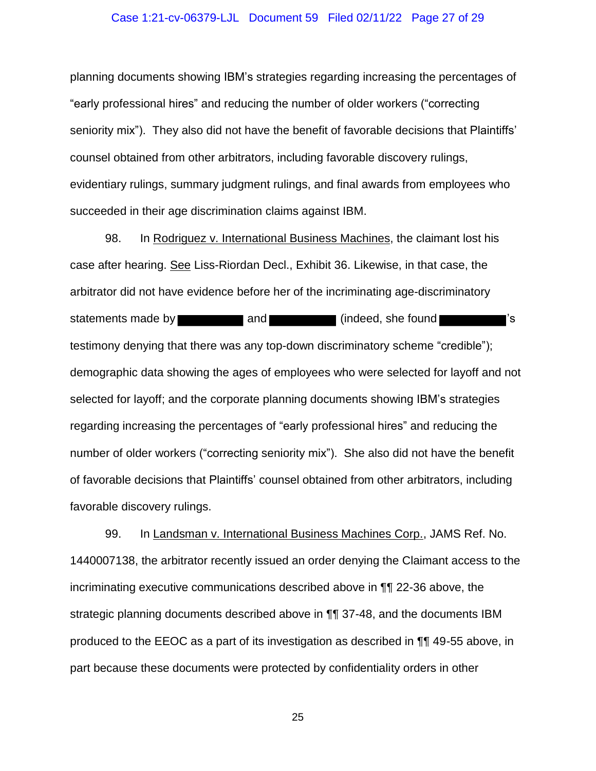planning documents showing IBM's strategies regarding increasing the percentages of "early professional hires" and reducing the number of older workers ("correcting seniority mix"). They also did not have the benefit of favorable decisions that Plaintiffs' counsel obtained from other arbitrators, including favorable discovery rulings, evidentiary rulings, summary judgment rulings, and final awards from employees who succeeded in their age discrimination claims against IBM.

98. In Rodriguez v. International Business Machines, the claimant lost his case after hearing. See Liss-Riordan Decl., Exhibit 36. Likewise, in that case, the arbitrator did not have evidence before her of the incriminating age-discriminatory statements made by ██████ and ██████ (indeed, she found ██████'s testimony denying that there was any top-down discriminatory scheme "credible"); demographic data showing the ages of employees who were selected for layoff and not selected for layoff; and the corporate planning documents showing IBM's strategies regarding increasing the percentages of "early professional hires" and reducing the number of older workers ("correcting seniority mix"). She also did not have the benefit of favorable decisions that Plaintiffs' counsel obtained from other arbitrators, including favorable discovery rulings.

99. In Landsman v. International Business Machines Corp., JAMS Ref. No. 1440007138, the arbitrator recently issued an order denying the Claimant access to the incriminating executive communications described above in ¶¶ 22-36 above, the strategic planning documents described above in ¶¶ 37-48, and the documents IBM produced to the EEOC as a part of its investigation as described in ¶¶ 49-55 above, in part because these documents were protected by confidentiality orders in other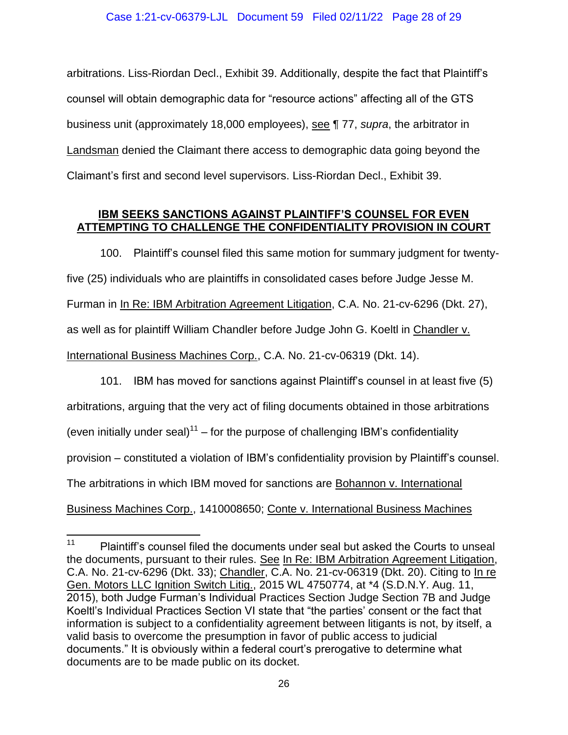arbitrations. Liss-Riordan Decl., Exhibit 39. Additionally, despite the fact that Plaintiff's counsel will obtain demographic data for "resource actions" affecting all of the GTS business unit (approximately 18,000 employees), see ¶ 77, *supra*, the arbitrator in Landsman denied the Claimant there access to demographic data going beyond the Claimant's first and second level supervisors. Liss-Riordan Decl., Exhibit 39.

**IBM SEEKS SANCTIONS AGAINST PLAINTIFF'S COUNSEL FOR EVEN ATTEMPTING TO CHALLENGE THE CONFIDENTIALITY PROVISION IN COURT**

100. Plaintiff's counsel filed this same motion for summary judgment for twenty-five (25) individuals who are plaintiffs in consolidated cases before Judge Jesse M. Furman in In Re: IBM Arbitration Agreement Litigation, C.A. No. 21-cv-6296 (Dkt. 27), as well as for plaintiff William Chandler before Judge John G. Koeltl in Chandler v. International Business Machines Corp., C.A. No. 21-cv-06319 (Dkt. 14).

101. IBM has moved for sanctions against Plaintiff's counsel in at least five (5) arbitrations, arguing that the very act of filing documents obtained in those arbitrations (even initially under seal)[11] – for the purpose of challenging IBM's confidentiality provision – constituted a violation of IBM's confidentiality provision by Plaintiff's counsel. The arbitrations in which IBM moved for sanctions are Bohannon v. International Business Machines Corp., 1410008650; Conte v. International Business Machines

[11] Plaintiff's counsel filed the documents under seal but asked the Courts to unseal the documents, pursuant to their rules. See In Re: IBM Arbitration Agreement Litigation, C.A. No. 21-cv-6296 (Dkt. 33); Chandler, C.A. No. 21-cv-06319 (Dkt. 20). Citing to In re Gen. Motors LLC Ignition Switch Litig., 2015 WL 4750774, at *4 (S.D.N.Y. Aug. 11, 2015), both Judge Furman's Individual Practices Section Judge Section 7B and Judge Koeltl's Individual Practices Section VI state that "the parties' consent or the fact that information is subject to a confidentiality agreement between litigants is not, by itself, a valid basis to overcome the presumption in favor of public access to judicial documents." It is obviously within a federal court's prerogative to determine what documents are to be made public on its docket.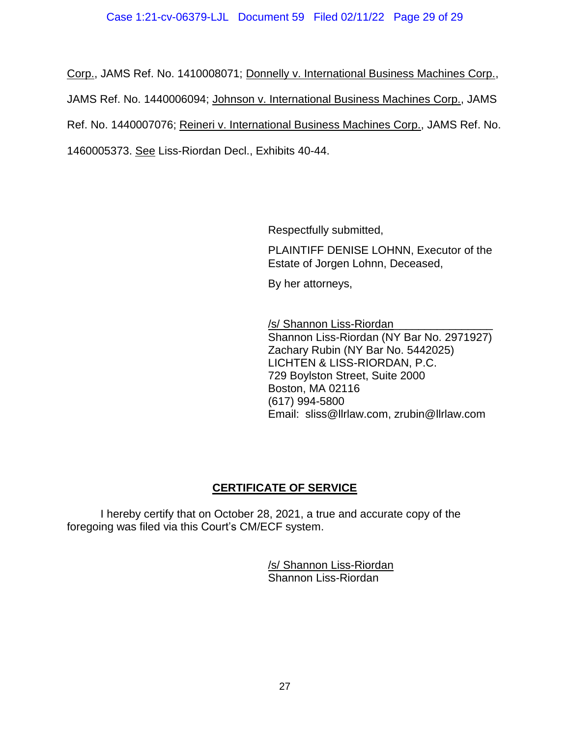Corp., JAMS Ref. No. 1410008071; Donnelly v. International Business Machines Corp., JAMS Ref. No. 1440006094; Johnson v. International Business Machines Corp., JAMS Ref. No. 1440007076; Reineri v. International Business Machines Corp., JAMS Ref. No. 1460005373. See Liss-Riordan Decl., Exhibits 40-44.

Respectfully submitted,

PLAINTIFF DENISE LOHNN, Executor of the Estate of Jorgen Lohnn, Deceased,

By her attorneys,

/s/ Shannon Liss-Riordan
Shannon Liss-Riordan (NY Bar No. 2971927)
Zachary Rubin (NY Bar No. 5442025)
LICHTEN & LISS-RIORDAN, P.C.
729 Boylston Street, Suite 2000
Boston, MA 02116
(617) 994-5800
Email: sliss@llrlaw.com, zrubin@llrlaw.com

## CERTIFICATE OF SERVICE

I hereby certify that on October 28, 2021, a true and accurate copy of the foregoing was filed via this Court's CM/ECF system.

/s/ Shannon Liss-Riordan
Shannon Liss-Riordan